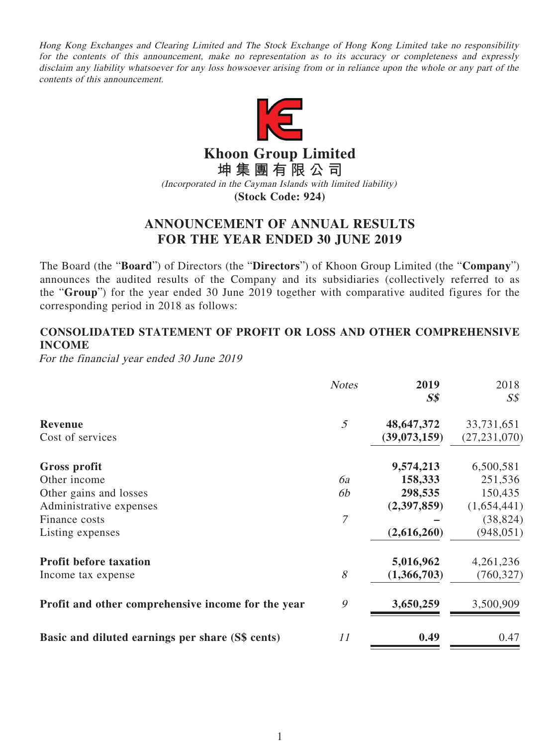*Hong Kong Exchanges and Clearing Limited and The Stock Exchange of Hong Kong Limited take no responsibility for the contents of this announcement, make no representation as to its accuracy or completeness and expressly disclaim any liability whatsoever for any loss howsoever arising from or in reliance upon the whole or any part of the contents of this announcement.*

# Khoon Group Limited
# 坤集團有限公司

*(Incorporated in the Cayman Islands with limited liability)*

**(Stock Code: 924)**

## ANNOUNCEMENT OF ANNUAL RESULTS FOR THE YEAR ENDED 30 JUNE 2019

The Board (the "**Board**") of Directors (the "**Directors**") of Khoon Group Limited (the "**Company**") announces the audited results of the Company and its subsidiaries (collectively referred to as the "**Group**") for the year ended 30 June 2019 together with comparative audited figures for the corresponding period in 2018 as follows:

### CONSOLIDATED STATEMENT OF PROFIT OR LOSS AND OTHER COMPREHENSIVE INCOME

*For the financial year ended 30 June 2019*

| | *Notes* | **2019** *S$* | 2018 *S$* |
|---|---|---|---|
| **Revenue** | *5* | **48,647,372** | 33,731,651 |
| Cost of services | | **(39,073,159)** | (27,231,070) |
| **Gross profit** | | **9,574,213** | 6,500,581 |
| Other income | *6a* | **158,333** | 251,536 |
| Other gains and losses | *6b* | **298,535** | 150,435 |
| Administrative expenses | | **(2,397,859)** | (1,654,441) |
| Finance costs | *7* | **–** | (38,824) |
| Listing expenses | | **(2,616,260)** | (948,051) |
| **Profit before taxation** | | **5,016,962** | 4,261,236 |
| Income tax expense | *8* | **(1,366,703)** | (760,327) |
| **Profit and other comprehensive income for the year** | *9* | **3,650,259** | 3,500,909 |
| **Basic and diluted earnings per share (S$ cents)** | *11* | **0.49** | 0.47 |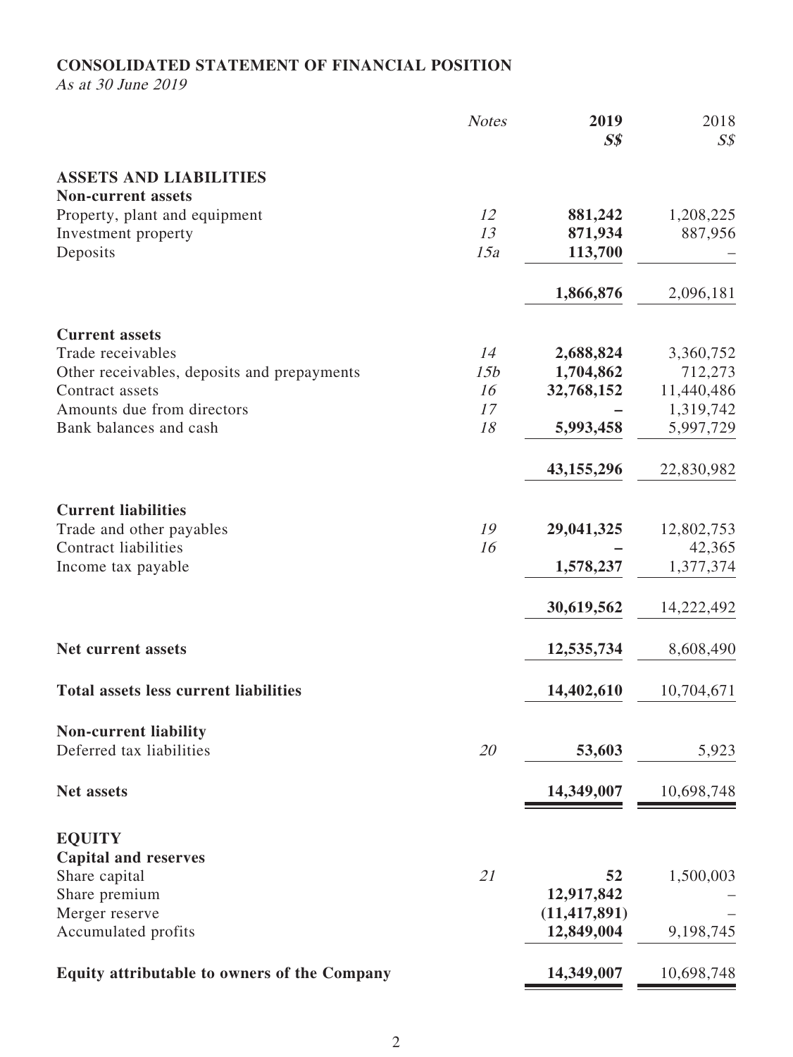**CONSOLIDATED STATEMENT OF FINANCIAL POSITION**

*As at 30 June 2019*

| | Notes | 2019 | 2018 |
|---|---|---|---|
| | | S$ | S$ |
| **ASSETS AND LIABILITIES** | | | |
| **Non-current assets** | | | |
| Property, plant and equipment | 12 | **881,242** | 1,208,225 |
| Investment property | 13 | **871,934** | 887,956 |
| Deposits | 15a | **113,700** | – |
| | | **1,866,876** | 2,096,181 |
| **Current assets** | | | |
| Trade receivables | 14 | **2,688,824** | 3,360,752 |
| Other receivables, deposits and prepayments | 15b | **1,704,862** | 712,273 |
| Contract assets | 16 | **32,768,152** | 11,440,486 |
| Amounts due from directors | 17 | **–** | 1,319,742 |
| Bank balances and cash | 18 | **5,993,458** | 5,997,729 |
| | | **43,155,296** | 22,830,982 |
| **Current liabilities** | | | |
| Trade and other payables | 19 | **29,041,325** | 12,802,753 |
| Contract liabilities | 16 | **–** | 42,365 |
| Income tax payable | | **1,578,237** | 1,377,374 |
| | | **30,619,562** | 14,222,492 |
| **Net current assets** | | **12,535,734** | 8,608,490 |
| **Total assets less current liabilities** | | **14,402,610** | 10,704,671 |
| **Non-current liability** | | | |
| Deferred tax liabilities | 20 | **53,603** | 5,923 |
| **Net assets** | | **14,349,007** | 10,698,748 |
| **EQUITY** | | | |
| **Capital and reserves** | | | |
| Share capital | 21 | **52** | 1,500,003 |
| Share premium | | **12,917,842** | – |
| Merger reserve | | **(11,417,891)** | – |
| Accumulated profits | | **12,849,004** | 9,198,745 |
| **Equity attributable to owners of the Company** | | **14,349,007** | 10,698,748 |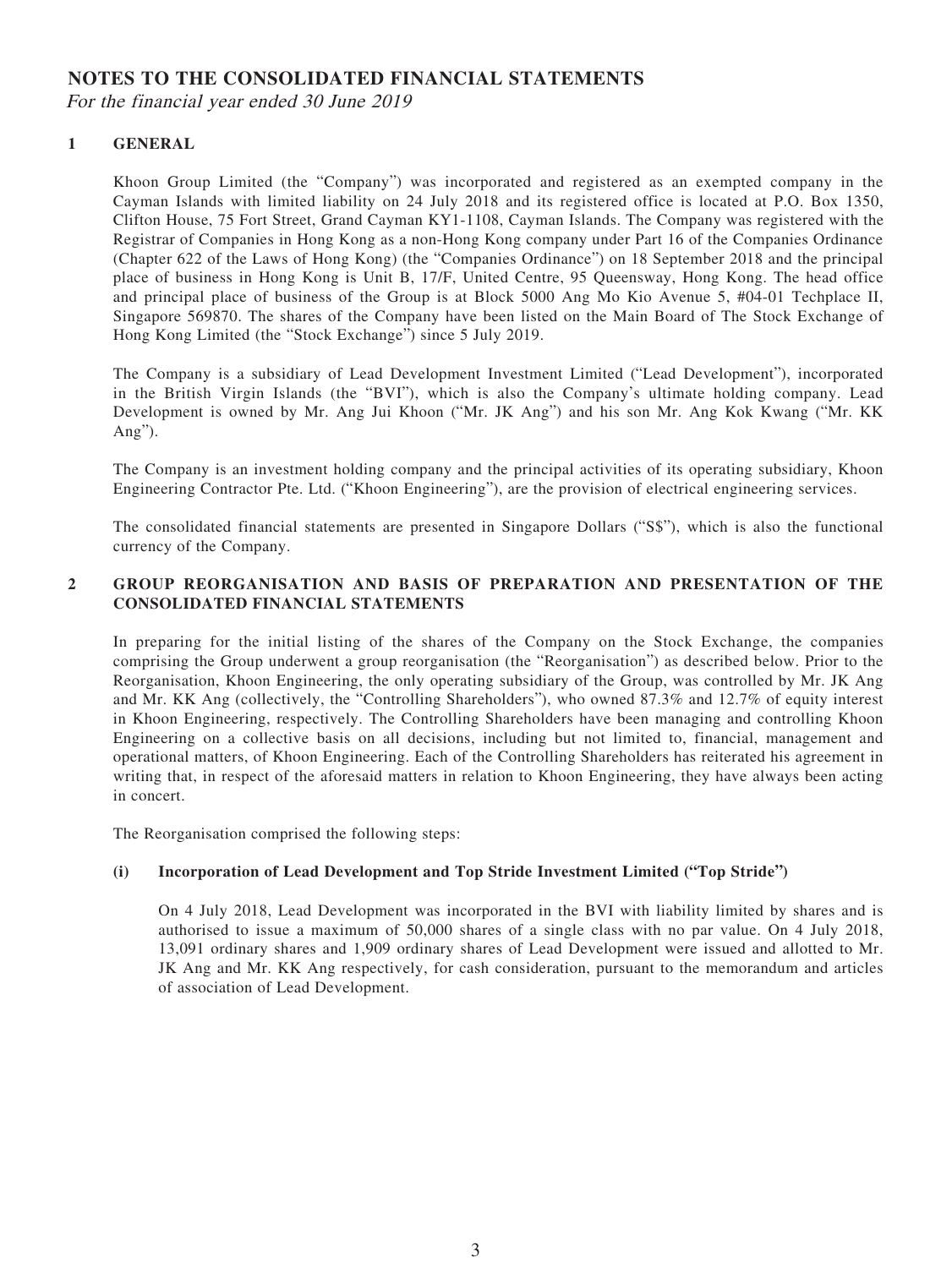# NOTES TO THE CONSOLIDATED FINANCIAL STATEMENTS

*For the financial year ended 30 June 2019*

## 1 GENERAL

Khoon Group Limited (the "Company") was incorporated and registered as an exempted company in the Cayman Islands with limited liability on 24 July 2018 and its registered office is located at P.O. Box 1350, Clifton House, 75 Fort Street, Grand Cayman KY1-1108, Cayman Islands. The Company was registered with the Registrar of Companies in Hong Kong as a non-Hong Kong company under Part 16 of the Companies Ordinance (Chapter 622 of the Laws of Hong Kong) (the "Companies Ordinance") on 18 September 2018 and the principal place of business in Hong Kong is Unit B, 17/F, United Centre, 95 Queensway, Hong Kong. The head office and principal place of business of the Group is at Block 5000 Ang Mo Kio Avenue 5, #04-01 Techplace II, Singapore 569870. The shares of the Company have been listed on the Main Board of The Stock Exchange of Hong Kong Limited (the "Stock Exchange") since 5 July 2019.

The Company is a subsidiary of Lead Development Investment Limited ("Lead Development"), incorporated in the British Virgin Islands (the "BVI"), which is also the Company's ultimate holding company. Lead Development is owned by Mr. Ang Jui Khoon ("Mr. JK Ang") and his son Mr. Ang Kok Kwang ("Mr. KK Ang").

The Company is an investment holding company and the principal activities of its operating subsidiary, Khoon Engineering Contractor Pte. Ltd. ("Khoon Engineering"), are the provision of electrical engineering services.

The consolidated financial statements are presented in Singapore Dollars ("S$"), which is also the functional currency of the Company.

## 2 GROUP REORGANISATION AND BASIS OF PREPARATION AND PRESENTATION OF THE CONSOLIDATED FINANCIAL STATEMENTS

In preparing for the initial listing of the shares of the Company on the Stock Exchange, the companies comprising the Group underwent a group reorganisation (the "Reorganisation") as described below. Prior to the Reorganisation, Khoon Engineering, the only operating subsidiary of the Group, was controlled by Mr. JK Ang and Mr. KK Ang (collectively, the "Controlling Shareholders"), who owned 87.3% and 12.7% of equity interest in Khoon Engineering, respectively. The Controlling Shareholders have been managing and controlling Khoon Engineering on a collective basis on all decisions, including but not limited to, financial, management and operational matters, of Khoon Engineering. Each of the Controlling Shareholders has reiterated his agreement in writing that, in respect of the aforesaid matters in relation to Khoon Engineering, they have always been acting in concert.

The Reorganisation comprised the following steps:

### (i) Incorporation of Lead Development and Top Stride Investment Limited ("Top Stride")

On 4 July 2018, Lead Development was incorporated in the BVI with liability limited by shares and is authorised to issue a maximum of 50,000 shares of a single class with no par value. On 4 July 2018, 13,091 ordinary shares and 1,909 ordinary shares of Lead Development were issued and allotted to Mr. JK Ang and Mr. KK Ang respectively, for cash consideration, pursuant to the memorandum and articles of association of Lead Development.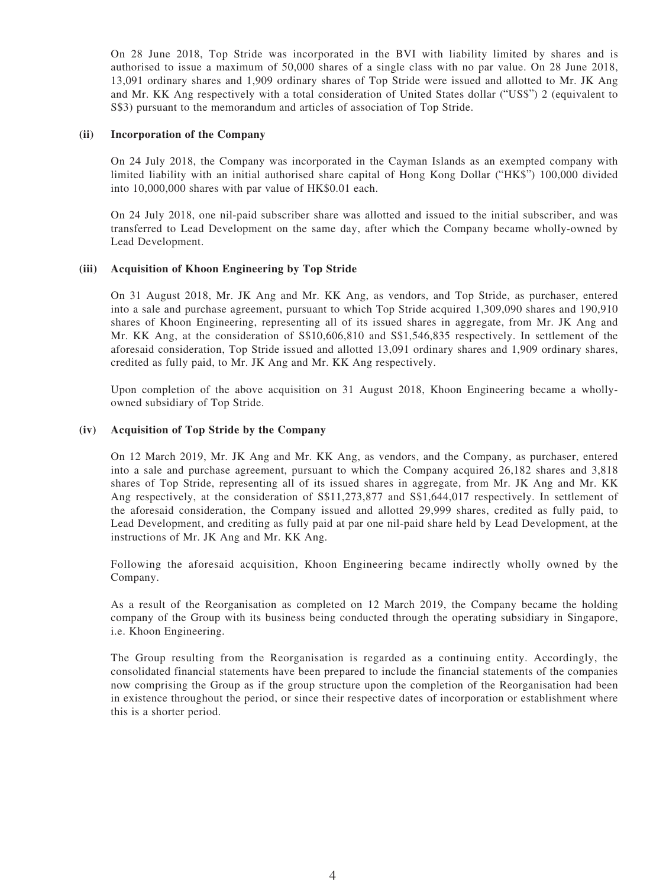On 28 June 2018, Top Stride was incorporated in the BVI with liability limited by shares and is authorised to issue a maximum of 50,000 shares of a single class with no par value. On 28 June 2018, 13,091 ordinary shares and 1,909 ordinary shares of Top Stride were issued and allotted to Mr. JK Ang and Mr. KK Ang respectively with a total consideration of United States dollar ("US$") 2 (equivalent to S$3) pursuant to the memorandum and articles of association of Top Stride.

**(ii) Incorporation of the Company**

On 24 July 2018, the Company was incorporated in the Cayman Islands as an exempted company with limited liability with an initial authorised share capital of Hong Kong Dollar ("HK$") 100,000 divided into 10,000,000 shares with par value of HK$0.01 each.

On 24 July 2018, one nil-paid subscriber share was allotted and issued to the initial subscriber, and was transferred to Lead Development on the same day, after which the Company became wholly-owned by Lead Development.

**(iii) Acquisition of Khoon Engineering by Top Stride**

On 31 August 2018, Mr. JK Ang and Mr. KK Ang, as vendors, and Top Stride, as purchaser, entered into a sale and purchase agreement, pursuant to which Top Stride acquired 1,309,090 shares and 190,910 shares of Khoon Engineering, representing all of its issued shares in aggregate, from Mr. JK Ang and Mr. KK Ang, at the consideration of S$10,606,810 and S$1,546,835 respectively. In settlement of the aforesaid consideration, Top Stride issued and allotted 13,091 ordinary shares and 1,909 ordinary shares, credited as fully paid, to Mr. JK Ang and Mr. KK Ang respectively.

Upon completion of the above acquisition on 31 August 2018, Khoon Engineering became a wholly-owned subsidiary of Top Stride.

**(iv) Acquisition of Top Stride by the Company**

On 12 March 2019, Mr. JK Ang and Mr. KK Ang, as vendors, and the Company, as purchaser, entered into a sale and purchase agreement, pursuant to which the Company acquired 26,182 shares and 3,818 shares of Top Stride, representing all of its issued shares in aggregate, from Mr. JK Ang and Mr. KK Ang respectively, at the consideration of S$11,273,877 and S$1,644,017 respectively. In settlement of the aforesaid consideration, the Company issued and allotted 29,999 shares, credited as fully paid, to Lead Development, and crediting as fully paid at par one nil-paid share held by Lead Development, at the instructions of Mr. JK Ang and Mr. KK Ang.

Following the aforesaid acquisition, Khoon Engineering became indirectly wholly owned by the Company.

As a result of the Reorganisation as completed on 12 March 2019, the Company became the holding company of the Group with its business being conducted through the operating subsidiary in Singapore, i.e. Khoon Engineering.

The Group resulting from the Reorganisation is regarded as a continuing entity. Accordingly, the consolidated financial statements have been prepared to include the financial statements of the companies now comprising the Group as if the group structure upon the completion of the Reorganisation had been in existence throughout the period, or since their respective dates of incorporation or establishment where this is a shorter period.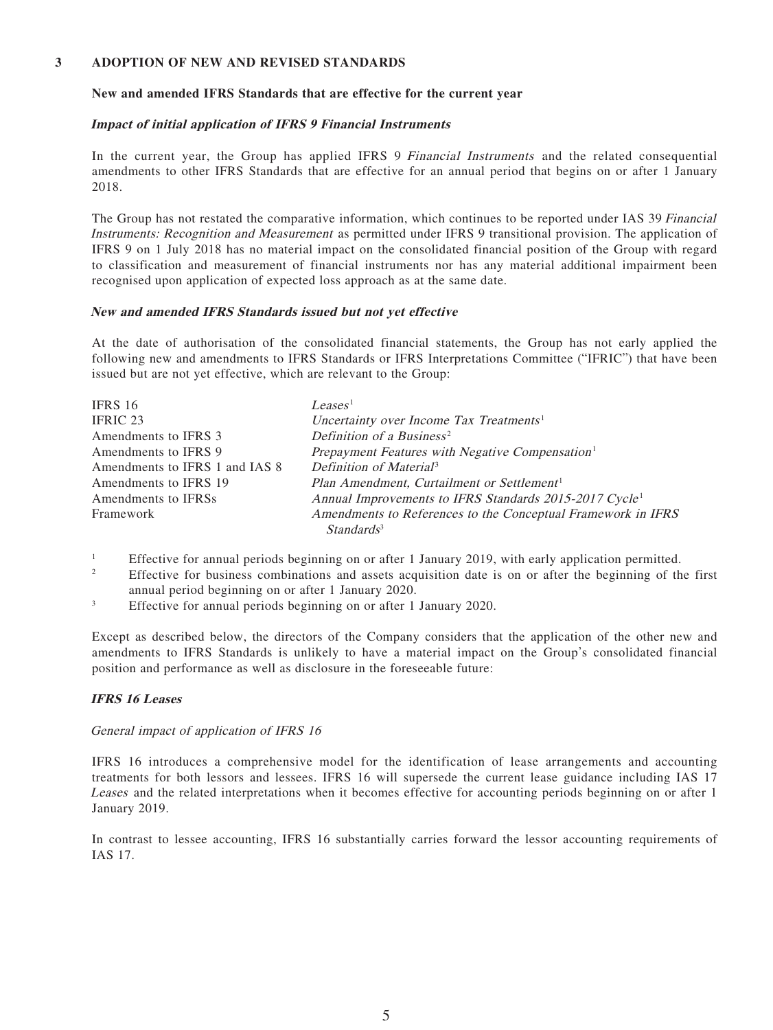## 3 ADOPTION OF NEW AND REVISED STANDARDS

**New and amended IFRS Standards that are effective for the current year**

***Impact of initial application of IFRS 9 Financial Instruments***

In the current year, the Group has applied IFRS 9 *Financial Instruments* and the related consequential amendments to other IFRS Standards that are effective for an annual period that begins on or after 1 January 2018.

The Group has not restated the comparative information, which continues to be reported under IAS 39 *Financial Instruments: Recognition and Measurement* as permitted under IFRS 9 transitional provision. The application of IFRS 9 on 1 July 2018 has no material impact on the consolidated financial position of the Group with regard to classification and measurement of financial instruments nor has any material additional impairment been recognised upon application of expected loss approach as at the same date.

***New and amended IFRS Standards issued but not yet effective***

At the date of authorisation of the consolidated financial statements, the Group has not early applied the following new and amendments to IFRS Standards or IFRS Interpretations Committee ("IFRIC") that have been issued but are not yet effective, which are relevant to the Group:

| | |
|---|---|
| IFRS 16 | *Leases*[1] |
| IFRIC 23 | *Uncertainty over Income Tax Treatments*[1] |
| Amendments to IFRS 3 | *Definition of a Business*[2] |
| Amendments to IFRS 9 | *Prepayment Features with Negative Compensation*[1] |
| Amendments to IFRS 1 and IAS 8 | *Definition of Material*[3] |
| Amendments to IFRS 19 | *Plan Amendment, Curtailment or Settlement*[1] |
| Amendments to IFRSs | *Annual Improvements to IFRS Standards 2015-2017 Cycle*[1] |
| Framework | *Amendments to References to the Conceptual Framework in IFRS Standards*[3] |

[1] Effective for annual periods beginning on or after 1 January 2019, with early application permitted.

[2] Effective for business combinations and assets acquisition date is on or after the beginning of the first annual period beginning on or after 1 January 2020.

[3] Effective for annual periods beginning on or after 1 January 2020.

Except as described below, the directors of the Company considers that the application of the other new and amendments to IFRS Standards is unlikely to have a material impact on the Group's consolidated financial position and performance as well as disclosure in the foreseeable future:

***IFRS 16 Leases***

*General impact of application of IFRS 16*

IFRS 16 introduces a comprehensive model for the identification of lease arrangements and accounting treatments for both lessors and lessees. IFRS 16 will supersede the current lease guidance including IAS 17 *Leases* and the related interpretations when it becomes effective for accounting periods beginning on or after 1 January 2019.

In contrast to lessee accounting, IFRS 16 substantially carries forward the lessor accounting requirements of IAS 17.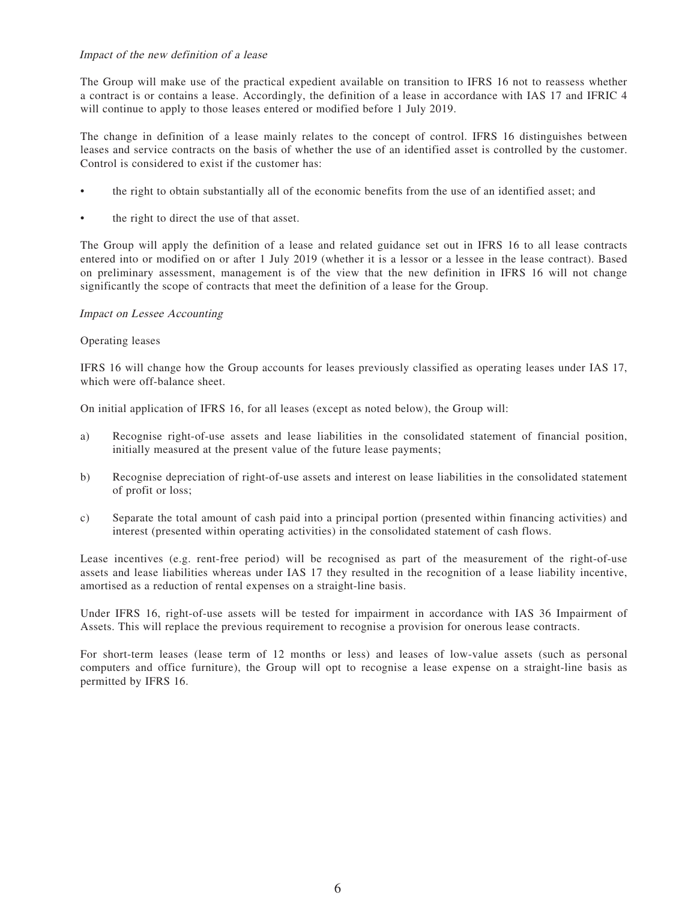*Impact of the new definition of a lease*

The Group will make use of the practical expedient available on transition to IFRS 16 not to reassess whether a contract is or contains a lease. Accordingly, the definition of a lease in accordance with IAS 17 and IFRIC 4 will continue to apply to those leases entered or modified before 1 July 2019.

The change in definition of a lease mainly relates to the concept of control. IFRS 16 distinguishes between leases and service contracts on the basis of whether the use of an identified asset is controlled by the customer. Control is considered to exist if the customer has:

- the right to obtain substantially all of the economic benefits from the use of an identified asset; and
- the right to direct the use of that asset.

The Group will apply the definition of a lease and related guidance set out in IFRS 16 to all lease contracts entered into or modified on or after 1 July 2019 (whether it is a lessor or a lessee in the lease contract). Based on preliminary assessment, management is of the view that the new definition in IFRS 16 will not change significantly the scope of contracts that meet the definition of a lease for the Group.

*Impact on Lessee Accounting*

Operating leases

IFRS 16 will change how the Group accounts for leases previously classified as operating leases under IAS 17, which were off-balance sheet.

On initial application of IFRS 16, for all leases (except as noted below), the Group will:

a) Recognise right-of-use assets and lease liabilities in the consolidated statement of financial position, initially measured at the present value of the future lease payments;

b) Recognise depreciation of right-of-use assets and interest on lease liabilities in the consolidated statement of profit or loss;

c) Separate the total amount of cash paid into a principal portion (presented within financing activities) and interest (presented within operating activities) in the consolidated statement of cash flows.

Lease incentives (e.g. rent-free period) will be recognised as part of the measurement of the right-of-use assets and lease liabilities whereas under IAS 17 they resulted in the recognition of a lease liability incentive, amortised as a reduction of rental expenses on a straight-line basis.

Under IFRS 16, right-of-use assets will be tested for impairment in accordance with IAS 36 Impairment of Assets. This will replace the previous requirement to recognise a provision for onerous lease contracts.

For short-term leases (lease term of 12 months or less) and leases of low-value assets (such as personal computers and office furniture), the Group will opt to recognise a lease expense on a straight-line basis as permitted by IFRS 16.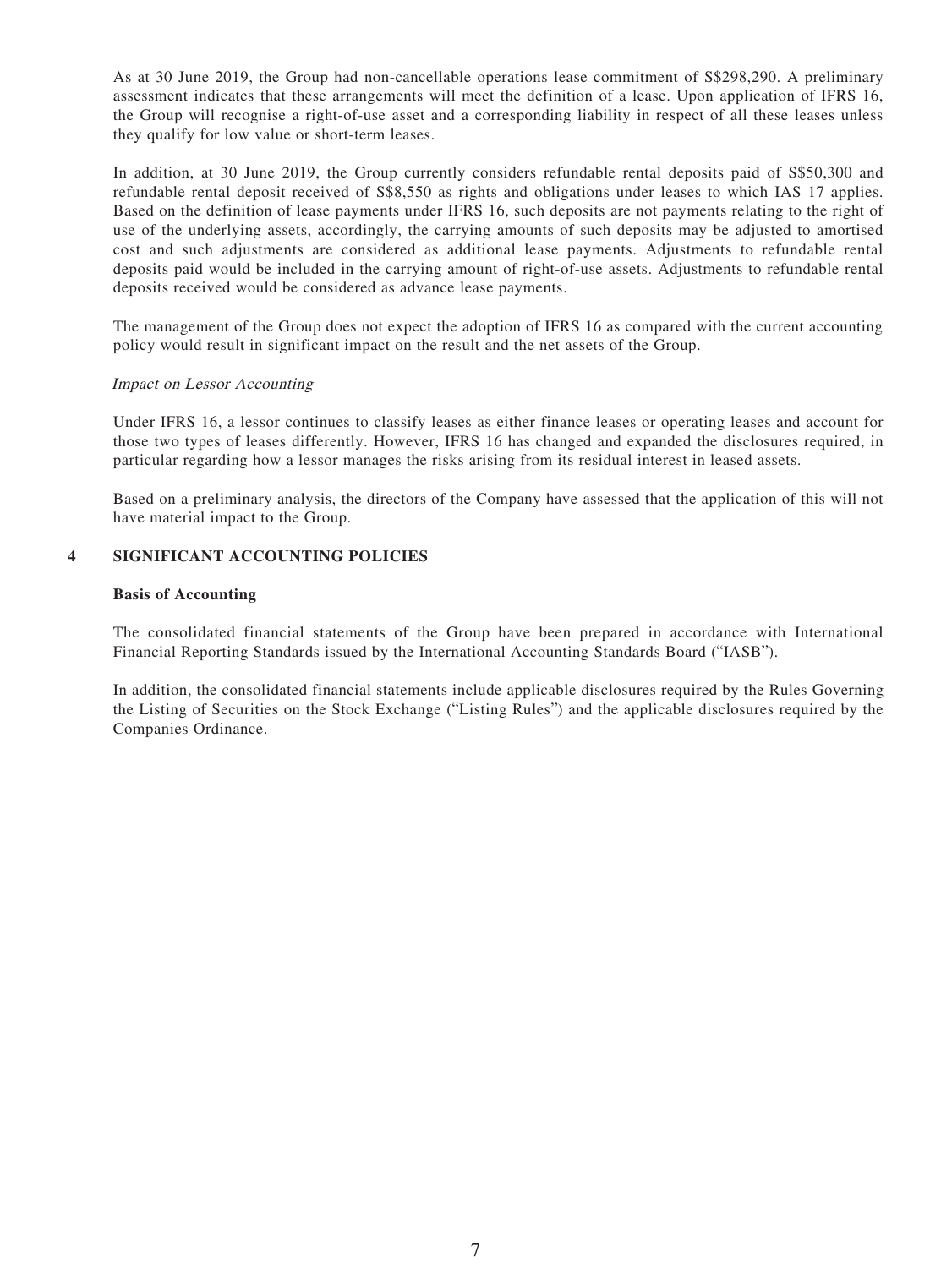As at 30 June 2019, the Group had non-cancellable operations lease commitment of S$298,290. A preliminary assessment indicates that these arrangements will meet the definition of a lease. Upon application of IFRS 16, the Group will recognise a right-of-use asset and a corresponding liability in respect of all these leases unless they qualify for low value or short-term leases.

In addition, at 30 June 2019, the Group currently considers refundable rental deposits paid of S$50,300 and refundable rental deposit received of S$8,550 as rights and obligations under leases to which IAS 17 applies. Based on the definition of lease payments under IFRS 16, such deposits are not payments relating to the right of use of the underlying assets, accordingly, the carrying amounts of such deposits may be adjusted to amortised cost and such adjustments are considered as additional lease payments. Adjustments to refundable rental deposits paid would be included in the carrying amount of right-of-use assets. Adjustments to refundable rental deposits received would be considered as advance lease payments.

The management of the Group does not expect the adoption of IFRS 16 as compared with the current accounting policy would result in significant impact on the result and the net assets of the Group.

*Impact on Lessor Accounting*

Under IFRS 16, a lessor continues to classify leases as either finance leases or operating leases and account for those two types of leases differently. However, IFRS 16 has changed and expanded the disclosures required, in particular regarding how a lessor manages the risks arising from its residual interest in leased assets.

Based on a preliminary analysis, the directors of the Company have assessed that the application of this will not have material impact to the Group.

## 4 SIGNIFICANT ACCOUNTING POLICIES

**Basis of Accounting**

The consolidated financial statements of the Group have been prepared in accordance with International Financial Reporting Standards issued by the International Accounting Standards Board ("IASB").

In addition, the consolidated financial statements include applicable disclosures required by the Rules Governing the Listing of Securities on the Stock Exchange ("Listing Rules") and the applicable disclosures required by the Companies Ordinance.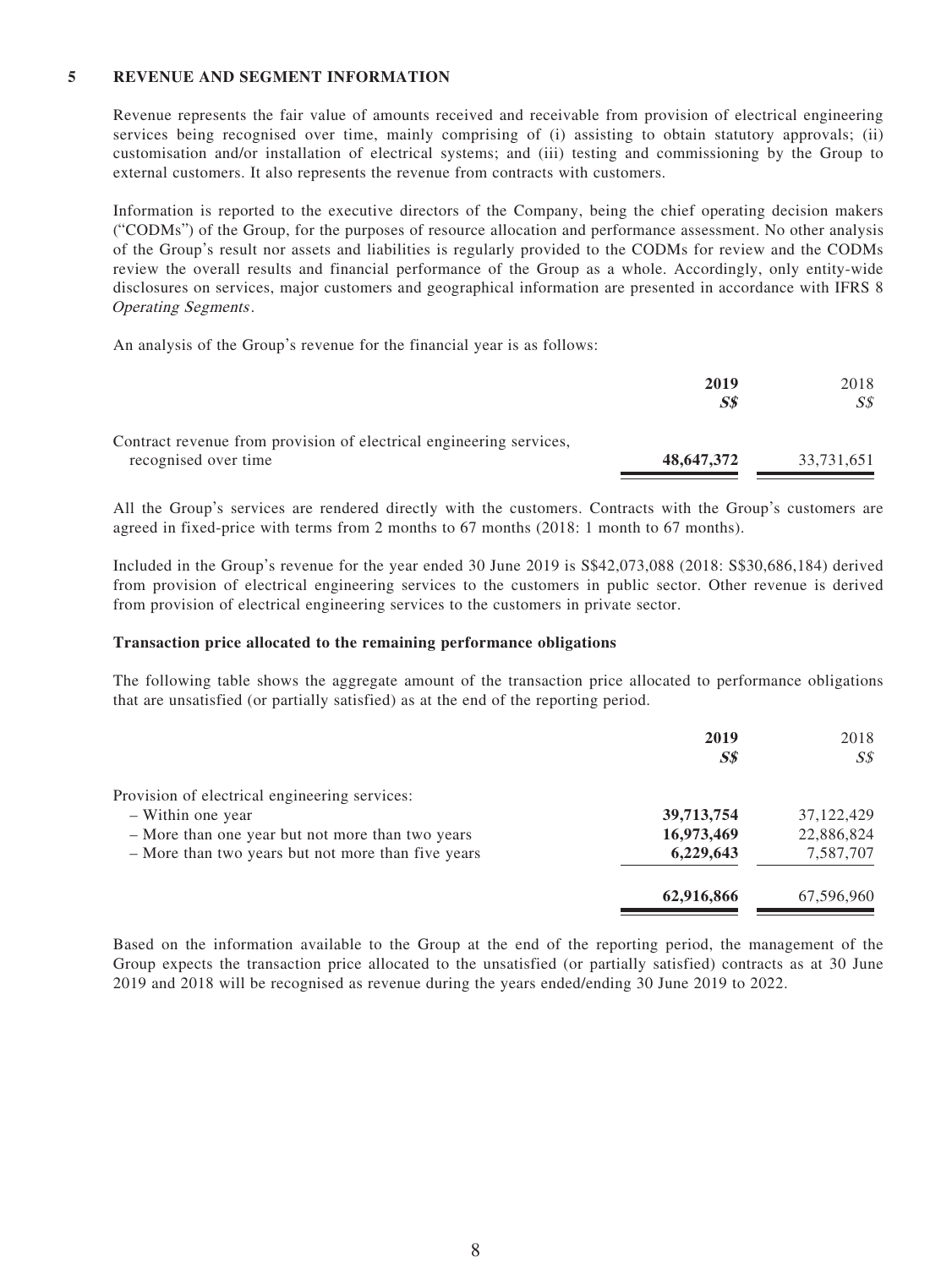## 5 REVENUE AND SEGMENT INFORMATION

Revenue represents the fair value of amounts received and receivable from provision of electrical engineering services being recognised over time, mainly comprising of (i) assisting to obtain statutory approvals; (ii) customisation and/or installation of electrical systems; and (iii) testing and commissioning by the Group to external customers. It also represents the revenue from contracts with customers.

Information is reported to the executive directors of the Company, being the chief operating decision makers ("CODMs") of the Group, for the purposes of resource allocation and performance assessment. No other analysis of the Group's result nor assets and liabilities is regularly provided to the CODMs for review and the CODMs review the overall results and financial performance of the Group as a whole. Accordingly, only entity-wide disclosures on services, major customers and geographical information are presented in accordance with IFRS 8 *Operating Segments*.

An analysis of the Group's revenue for the financial year is as follows:

| | **2019** | 2018 |
|---|---|---|
| | ***S$*** | *S$* |
| Contract revenue from provision of electrical engineering services, recognised over time | **48,647,372** | 33,731,651 |

All the Group's services are rendered directly with the customers. Contracts with the Group's customers are agreed in fixed-price with terms from 2 months to 67 months (2018: 1 month to 67 months).

Included in the Group's revenue for the year ended 30 June 2019 is S$42,073,088 (2018: S$30,686,184) derived from provision of electrical engineering services to the customers in public sector. Other revenue is derived from provision of electrical engineering services to the customers in private sector.

**Transaction price allocated to the remaining performance obligations**

The following table shows the aggregate amount of the transaction price allocated to performance obligations that are unsatisfied (or partially satisfied) as at the end of the reporting period.

| | **2019** | 2018 |
|---|---|---|
| | ***S$*** | *S$* |
| Provision of electrical engineering services: | | |
| – Within one year | **39,713,754** | 37,122,429 |
| – More than one year but not more than two years | **16,973,469** | 22,886,824 |
| – More than two years but not more than five years | **6,229,643** | 7,587,707 |
| | **62,916,866** | 67,596,960 |

Based on the information available to the Group at the end of the reporting period, the management of the Group expects the transaction price allocated to the unsatisfied (or partially satisfied) contracts as at 30 June 2019 and 2018 will be recognised as revenue during the years ended/ending 30 June 2019 to 2022.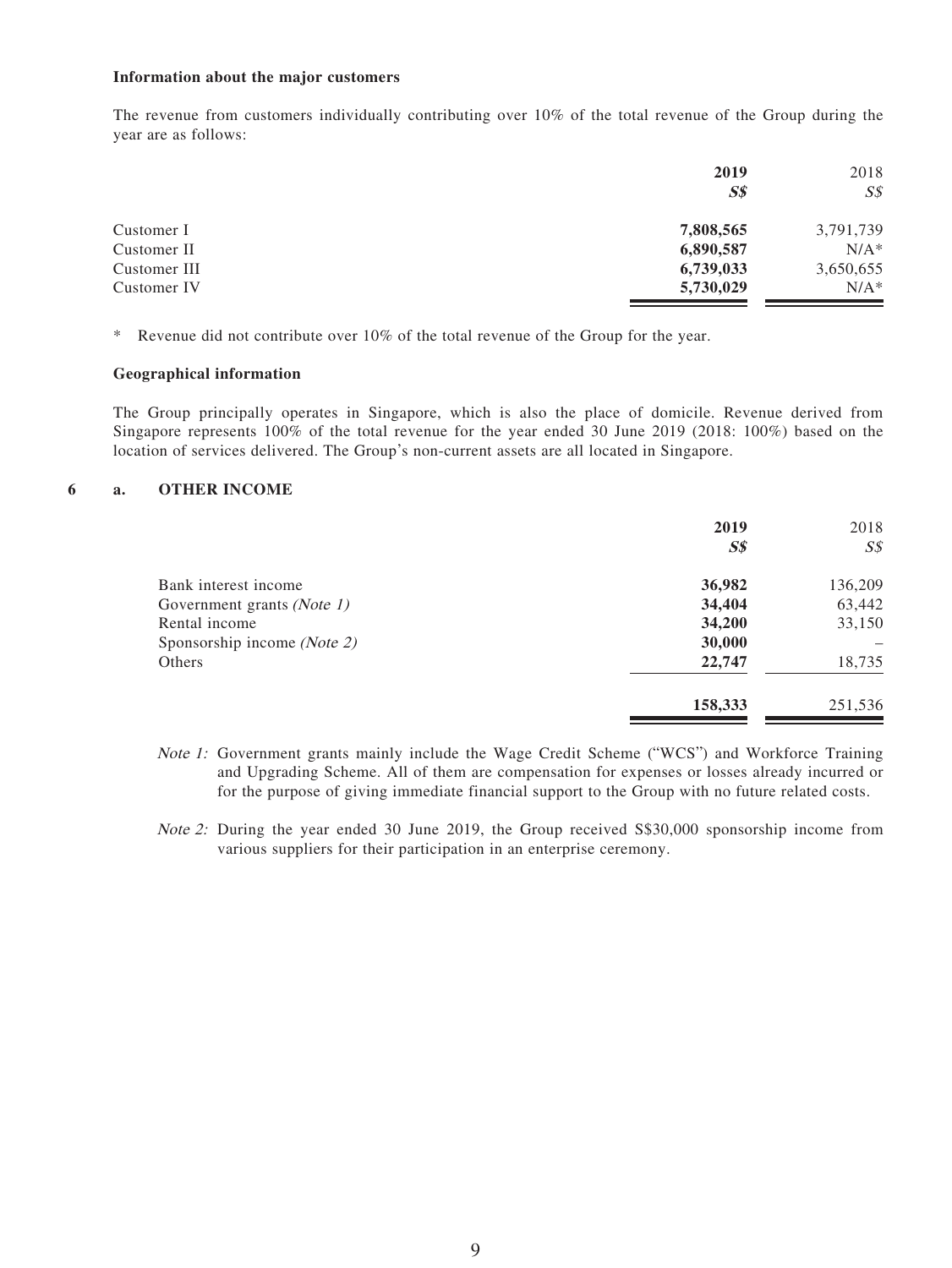**Information about the major customers**

The revenue from customers individually contributing over 10% of the total revenue of the Group during the year are as follows:

| | **2019** | 2018 |
|---|---|---|
| | ***S$*** | *S$* |
| Customer I | **7,808,565** | 3,791,739 |
| Customer II | **6,890,587** | N/A* |
| Customer III | **6,739,033** | 3,650,655 |
| Customer IV | **5,730,029** | N/A* |

\* Revenue did not contribute over 10% of the total revenue of the Group for the year.

**Geographical information**

The Group principally operates in Singapore, which is also the place of domicile. Revenue derived from Singapore represents 100% of the total revenue for the year ended 30 June 2019 (2018: 100%) based on the location of services delivered. The Group's non-current assets are all located in Singapore.

**6 a. OTHER INCOME**

| | **2019** | 2018 |
|---|---|---|
| | ***S$*** | *S$* |
| Bank interest income | **36,982** | 136,209 |
| Government grants *(Note 1)* | **34,404** | 63,442 |
| Rental income | **34,200** | 33,150 |
| Sponsorship income *(Note 2)* | **30,000** | – |
| Others | **22,747** | 18,735 |
| | **158,333** | 251,536 |

*Note 1:* Government grants mainly include the Wage Credit Scheme ("WCS") and Workforce Training and Upgrading Scheme. All of them are compensation for expenses or losses already incurred or for the purpose of giving immediate financial support to the Group with no future related costs.

*Note 2:* During the year ended 30 June 2019, the Group received S$30,000 sponsorship income from various suppliers for their participation in an enterprise ceremony.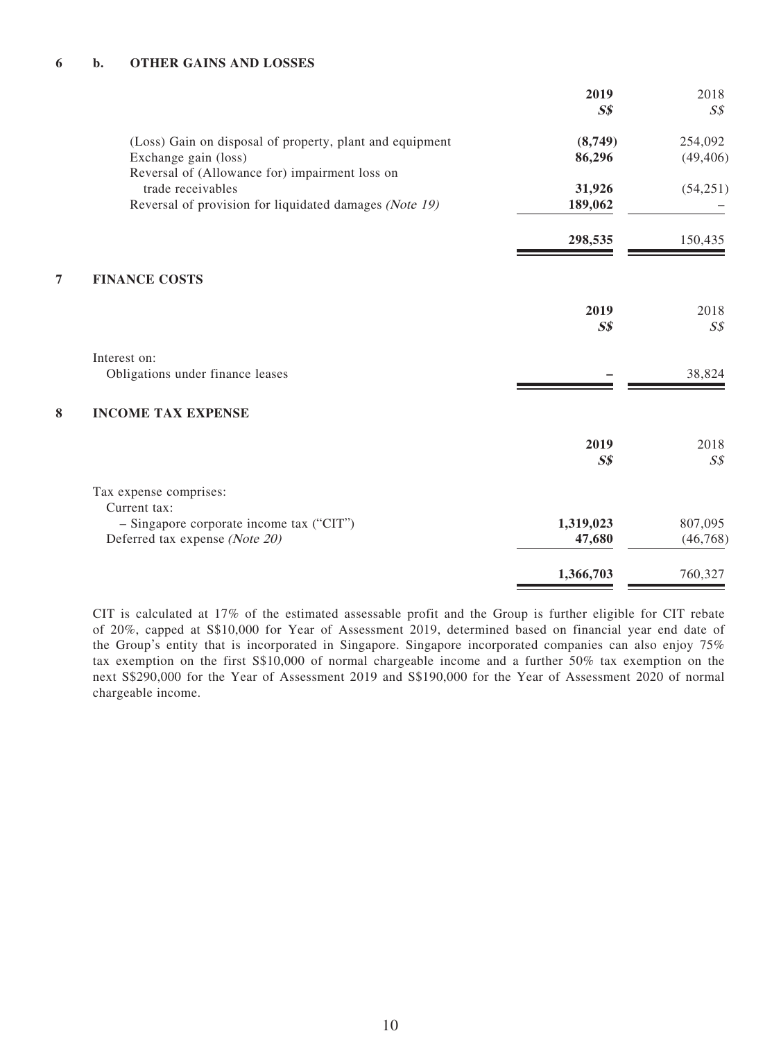### 6 b. OTHER GAINS AND LOSSES

| | 2019 | 2018 |
|---|---|---|
| | **S$** | *S$* |
| (Loss) Gain on disposal of property, plant and equipment | **(8,749)** | 254,092 |
| Exchange gain (loss) | **86,296** | (49,406) |
| Reversal of (Allowance for) impairment loss on trade receivables | **31,926** | (54,251) |
| Reversal of provision for liquidated damages *(Note 19)* | **189,062** | – |
| | **298,535** | 150,435 |

### 7 FINANCE COSTS

| | 2019 | 2018 |
|---|---|---|
| | **S$** | *S$* |
| Interest on: | | |
| Obligations under finance leases | **–** | 38,824 |

### 8 INCOME TAX EXPENSE

| | 2019 | 2018 |
|---|---|---|
| | **S$** | *S$* |
| Tax expense comprises: | | |
| Current tax: | | |
| – Singapore corporate income tax ("CIT") | **1,319,023** | 807,095 |
| Deferred tax expense *(Note 20)* | **47,680** | (46,768) |
| | **1,366,703** | 760,327 |

CIT is calculated at 17% of the estimated assessable profit and the Group is further eligible for CIT rebate of 20%, capped at S$10,000 for Year of Assessment 2019, determined based on financial year end date of the Group's entity that is incorporated in Singapore. Singapore incorporated companies can also enjoy 75% tax exemption on the first S$10,000 of normal chargeable income and a further 50% tax exemption on the next S$290,000 for the Year of Assessment 2019 and S$190,000 for the Year of Assessment 2020 of normal chargeable income.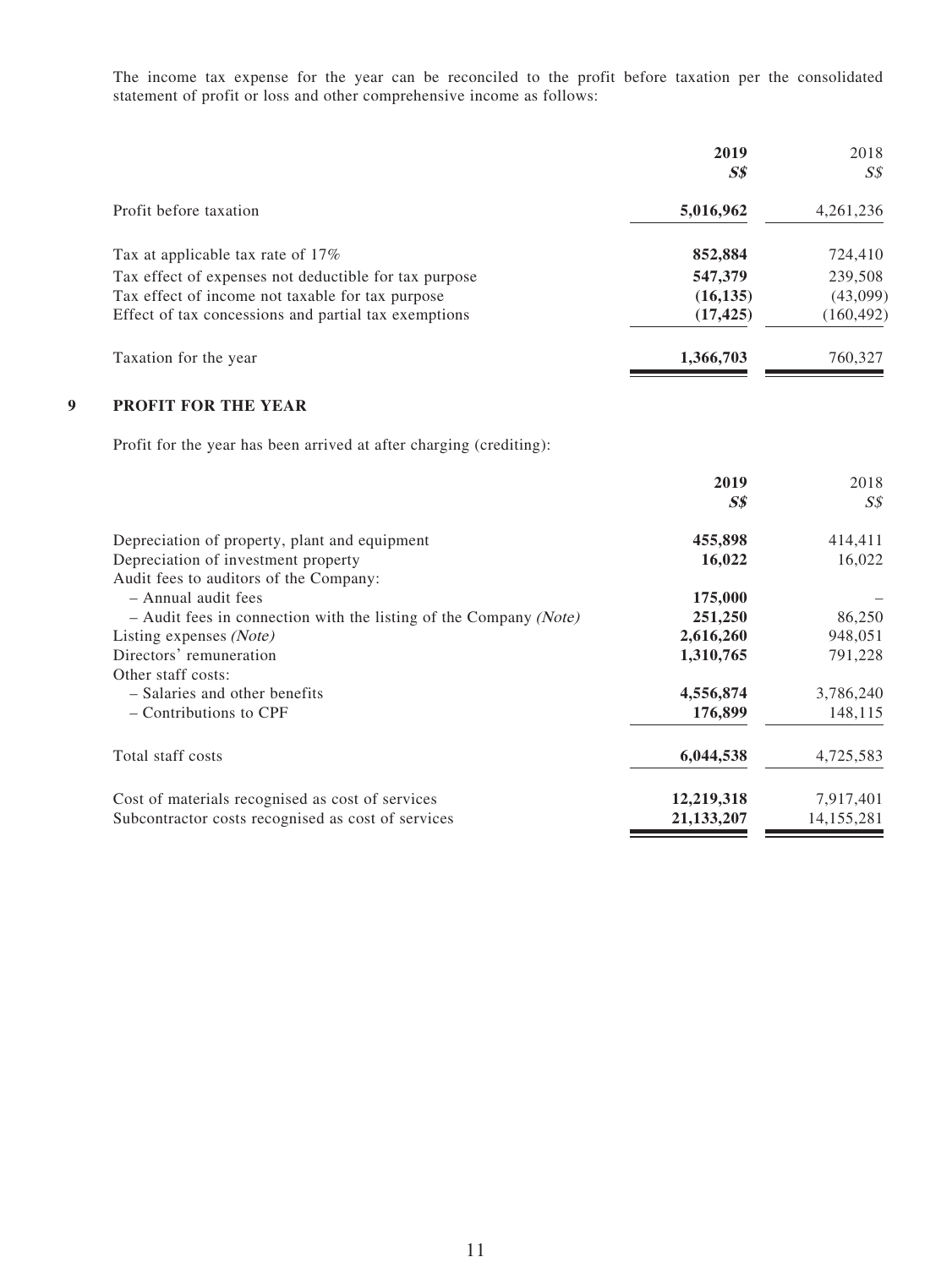The income tax expense for the year can be reconciled to the profit before taxation per the consolidated statement of profit or loss and other comprehensive income as follows:

| | 2019<br>S$ | 2018<br>S$ |
|---|---|---|
| Profit before taxation | **5,016,962** | 4,261,236 |
| Tax at applicable tax rate of 17% | **852,884** | 724,410 |
| Tax effect of expenses not deductible for tax purpose | **547,379** | 239,508 |
| Tax effect of income not taxable for tax purpose | **(16,135)** | (43,099) |
| Effect of tax concessions and partial tax exemptions | **(17,425)** | (160,492) |
| Taxation for the year | **1,366,703** | 760,327 |

## 9 PROFIT FOR THE YEAR

Profit for the year has been arrived at after charging (crediting):

| | 2019<br>S$ | 2018<br>S$ |
|---|---|---|
| Depreciation of property, plant and equipment | **455,898** | 414,411 |
| Depreciation of investment property | **16,022** | 16,022 |
| Audit fees to auditors of the Company: | | |
| – Annual audit fees | **175,000** | – |
| – Audit fees in connection with the listing of the Company *(Note)* | **251,250** | 86,250 |
| Listing expenses *(Note)* | **2,616,260** | 948,051 |
| Directors' remuneration | **1,310,765** | 791,228 |
| Other staff costs: | | |
| – Salaries and other benefits | **4,556,874** | 3,786,240 |
| – Contributions to CPF | **176,899** | 148,115 |
| Total staff costs | **6,044,538** | 4,725,583 |
| Cost of materials recognised as cost of services | **12,219,318** | 7,917,401 |
| Subcontractor costs recognised as cost of services | **21,133,207** | 14,155,281 |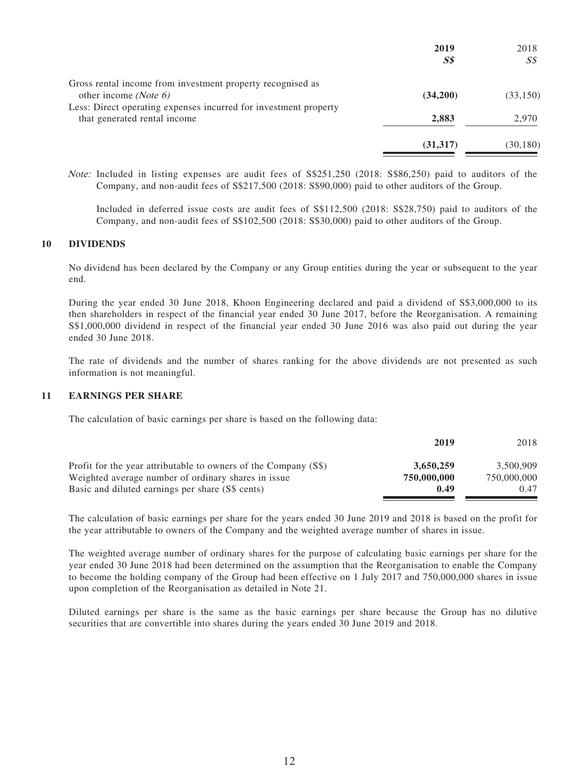| | **2019** | 2018 |
|---|---|---|
| | ***S$*** | *S$* |
| Gross rental income from investment property recognised as other income *(Note 6)* | **(34,200)** | (33,150) |
| Less: Direct operating expenses incurred for investment property that generated rental income | **2,883** | 2,970 |
| | **(31,317)** | (30,180) |

*Note:* Included in listing expenses are audit fees of S$251,250 (2018: S$86,250) paid to auditors of the Company, and non-audit fees of S$217,500 (2018: S$90,000) paid to other auditors of the Group.

Included in deferred issue costs are audit fees of S$112,500 (2018: S$28,750) paid to auditors of the Company, and non-audit fees of S$102,500 (2018: S$30,000) paid to other auditors of the Group.

## 10 DIVIDENDS

No dividend has been declared by the Company or any Group entities during the year or subsequent to the year end.

During the year ended 30 June 2018, Khoon Engineering declared and paid a dividend of S$3,000,000 to its then shareholders in respect of the financial year ended 30 June 2017, before the Reorganisation. A remaining S$1,000,000 dividend in respect of the financial year ended 30 June 2016 was also paid out during the year ended 30 June 2018.

The rate of dividends and the number of shares ranking for the above dividends are not presented as such information is not meaningful.

## 11 EARNINGS PER SHARE

The calculation of basic earnings per share is based on the following data:

| | **2019** | 2018 |
|---|---|---|
| Profit for the year attributable to owners of the Company (S$) | **3,650,259** | 3,500,909 |
| Weighted average number of ordinary shares in issue | **750,000,000** | 750,000,000 |
| Basic and diluted earnings per share (S$ cents) | **0.49** | 0.47 |

The calculation of basic earnings per share for the years ended 30 June 2019 and 2018 is based on the profit for the year attributable to owners of the Company and the weighted average number of shares in issue.

The weighted average number of ordinary shares for the purpose of calculating basic earnings per share for the year ended 30 June 2018 had been determined on the assumption that the Reorganisation to enable the Company to become the holding company of the Group had been effective on 1 July 2017 and 750,000,000 shares in issue upon completion of the Reorganisation as detailed in Note 21.

Diluted earnings per share is the same as the basic earnings per share because the Group has no dilutive securities that are convertible into shares during the years ended 30 June 2019 and 2018.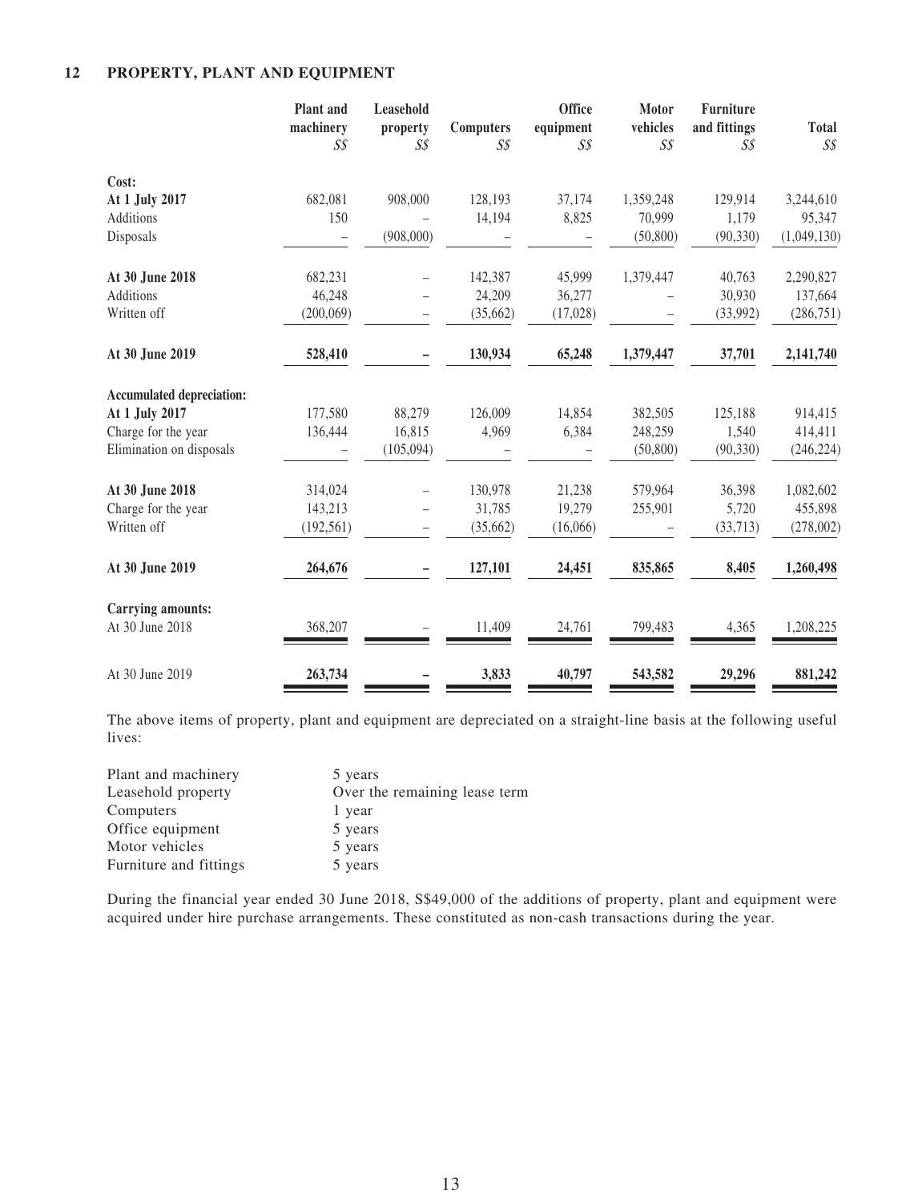## 12 PROPERTY, PLANT AND EQUIPMENT

| | Plant and machinery S$ | Leasehold property S$ | Computers S$ | Office equipment S$ | Motor vehicles S$ | Furniture and fittings S$ | Total S$ |
|---|---|---|---|---|---|---|---|
| **Cost:** | | | | | | | |
| **At 1 July 2017** | 682,081 | 908,000 | 128,193 | 37,174 | 1,359,248 | 129,914 | 3,244,610 |
| Additions | 150 | – | 14,194 | 8,825 | 70,999 | 1,179 | 95,347 |
| Disposals | – | (908,000) | – | – | (50,800) | (90,330) | (1,049,130) |
| **At 30 June 2018** | 682,231 | – | 142,387 | 45,999 | 1,379,447 | 40,763 | 2,290,827 |
| Additions | 46,248 | – | 24,209 | 36,277 | – | 30,930 | 137,664 |
| Written off | (200,069) | – | (35,662) | (17,028) | – | (33,992) | (286,751) |
| **At 30 June 2019** | **528,410** | **–** | **130,934** | **65,248** | **1,379,447** | **37,701** | **2,141,740** |
| **Accumulated depreciation:** | | | | | | | |
| **At 1 July 2017** | 177,580 | 88,279 | 126,009 | 14,854 | 382,505 | 125,188 | 914,415 |
| Charge for the year | 136,444 | 16,815 | 4,969 | 6,384 | 248,259 | 1,540 | 414,411 |
| Elimination on disposals | – | (105,094) | – | – | (50,800) | (90,330) | (246,224) |
| **At 30 June 2018** | 314,024 | – | 130,978 | 21,238 | 579,964 | 36,398 | 1,082,602 |
| Charge for the year | 143,213 | – | 31,785 | 19,279 | 255,901 | 5,720 | 455,898 |
| Written off | (192,561) | – | (35,662) | (16,066) | – | (33,713) | (278,002) |
| **At 30 June 2019** | **264,676** | **–** | **127,101** | **24,451** | **835,865** | **8,405** | **1,260,498** |
| **Carrying amounts:** | | | | | | | |
| At 30 June 2018 | 368,207 | – | 11,409 | 24,761 | 799,483 | 4,365 | 1,208,225 |
| At 30 June 2019 | **263,734** | **–** | **3,833** | **40,797** | **543,582** | **29,296** | **881,242** |

The above items of property, plant and equipment are depreciated on a straight-line basis at the following useful lives:

| | |
|---|---|
| Plant and machinery | 5 years |
| Leasehold property | Over the remaining lease term |
| Computers | 1 year |
| Office equipment | 5 years |
| Motor vehicles | 5 years |
| Furniture and fittings | 5 years |

During the financial year ended 30 June 2018, S$49,000 of the additions of property, plant and equipment were acquired under hire purchase arrangements. These constituted as non-cash transactions during the year.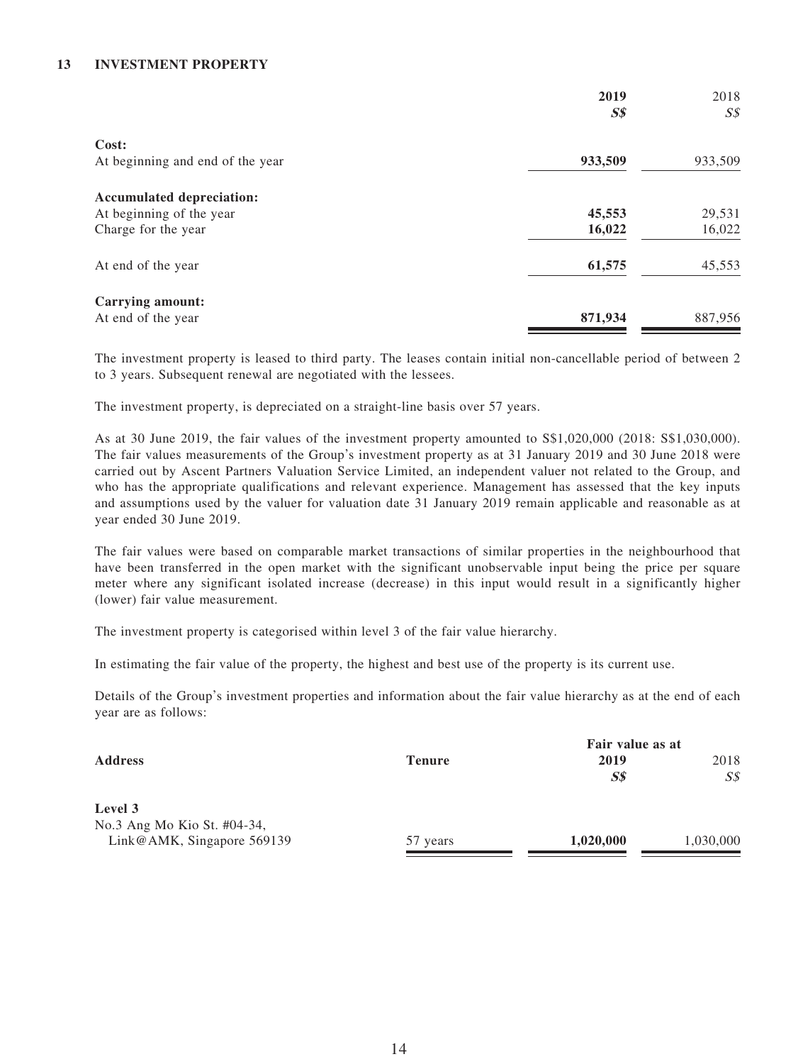## 13 INVESTMENT PROPERTY

| | 2019 | 2018 |
|---|---|---|
| | ***S$*** | *S$* |
| **Cost:** | | |
| At beginning and end of the year | **933,509** | 933,509 |
| **Accumulated depreciation:** | | |
| At beginning of the year | **45,553** | 29,531 |
| Charge for the year | **16,022** | 16,022 |
| At end of the year | **61,575** | 45,553 |
| **Carrying amount:** | | |
| At end of the year | **871,934** | 887,956 |

The investment property is leased to third party. The leases contain initial non-cancellable period of between 2 to 3 years. Subsequent renewal are negotiated with the lessees.

The investment property, is depreciated on a straight-line basis over 57 years.

As at 30 June 2019, the fair values of the investment property amounted to S$1,020,000 (2018: S$1,030,000). The fair values measurements of the Group's investment property as at 31 January 2019 and 30 June 2018 were carried out by Ascent Partners Valuation Service Limited, an independent valuer not related to the Group, and who has the appropriate qualifications and relevant experience. Management has assessed that the key inputs and assumptions used by the valuer for valuation date 31 January 2019 remain applicable and reasonable as at year ended 30 June 2019.

The fair values were based on comparable market transactions of similar properties in the neighbourhood that have been transferred in the open market with the significant unobservable input being the price per square meter where any significant isolated increase (decrease) in this input would result in a significantly higher (lower) fair value measurement.

The investment property is categorised within level 3 of the fair value hierarchy.

In estimating the fair value of the property, the highest and best use of the property is its current use.

Details of the Group's investment properties and information about the fair value hierarchy as at the end of each year are as follows:

| **Address** | **Tenure** | **Fair value as at** | |
|---|---|---|---|
| | | **2019** | 2018 |
| | | ***S$*** | *S$* |
| **Level 3** | | | |
| No.3 Ang Mo Kio St. #04-34, Link@AMK, Singapore 569139 | 57 years | **1,020,000** | 1,030,000 |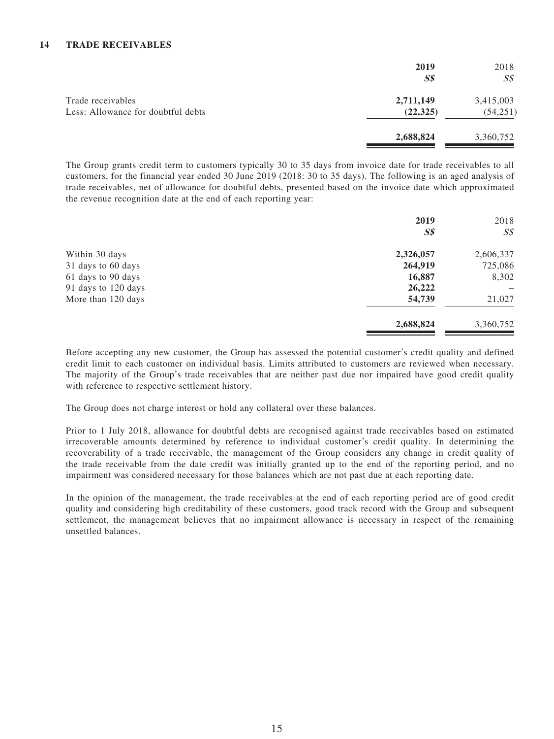## 14 TRADE RECEIVABLES

| | 2019 | 2018 |
|---|---|---|
| | ***S$*** | *S$* |
| Trade receivables | **2,711,149** | 3,415,003 |
| Less: Allowance for doubtful debts | **(22,325)** | (54,251) |
| | **2,688,824** | 3,360,752 |

The Group grants credit term to customers typically 30 to 35 days from invoice date for trade receivables to all customers, for the financial year ended 30 June 2019 (2018: 30 to 35 days). The following is an aged analysis of trade receivables, net of allowance for doubtful debts, presented based on the invoice date which approximated the revenue recognition date at the end of each reporting year:

| | 2019 | 2018 |
|---|---|---|
| | ***S$*** | *S$* |
| Within 30 days | **2,326,057** | 2,606,337 |
| 31 days to 60 days | **264,919** | 725,086 |
| 61 days to 90 days | **16,887** | 8,302 |
| 91 days to 120 days | **26,222** | – |
| More than 120 days | **54,739** | 21,027 |
| | **2,688,824** | 3,360,752 |

Before accepting any new customer, the Group has assessed the potential customer's credit quality and defined credit limit to each customer on individual basis. Limits attributed to customers are reviewed when necessary. The majority of the Group's trade receivables that are neither past due nor impaired have good credit quality with reference to respective settlement history.

The Group does not charge interest or hold any collateral over these balances.

Prior to 1 July 2018, allowance for doubtful debts are recognised against trade receivables based on estimated irrecoverable amounts determined by reference to individual customer's credit quality. In determining the recoverability of a trade receivable, the management of the Group considers any change in credit quality of the trade receivable from the date credit was initially granted up to the end of the reporting period, and no impairment was considered necessary for those balances which are not past due at each reporting date.

In the opinion of the management, the trade receivables at the end of each reporting period are of good credit quality and considering high creditability of these customers, good track record with the Group and subsequent settlement, the management believes that no impairment allowance is necessary in respect of the remaining unsettled balances.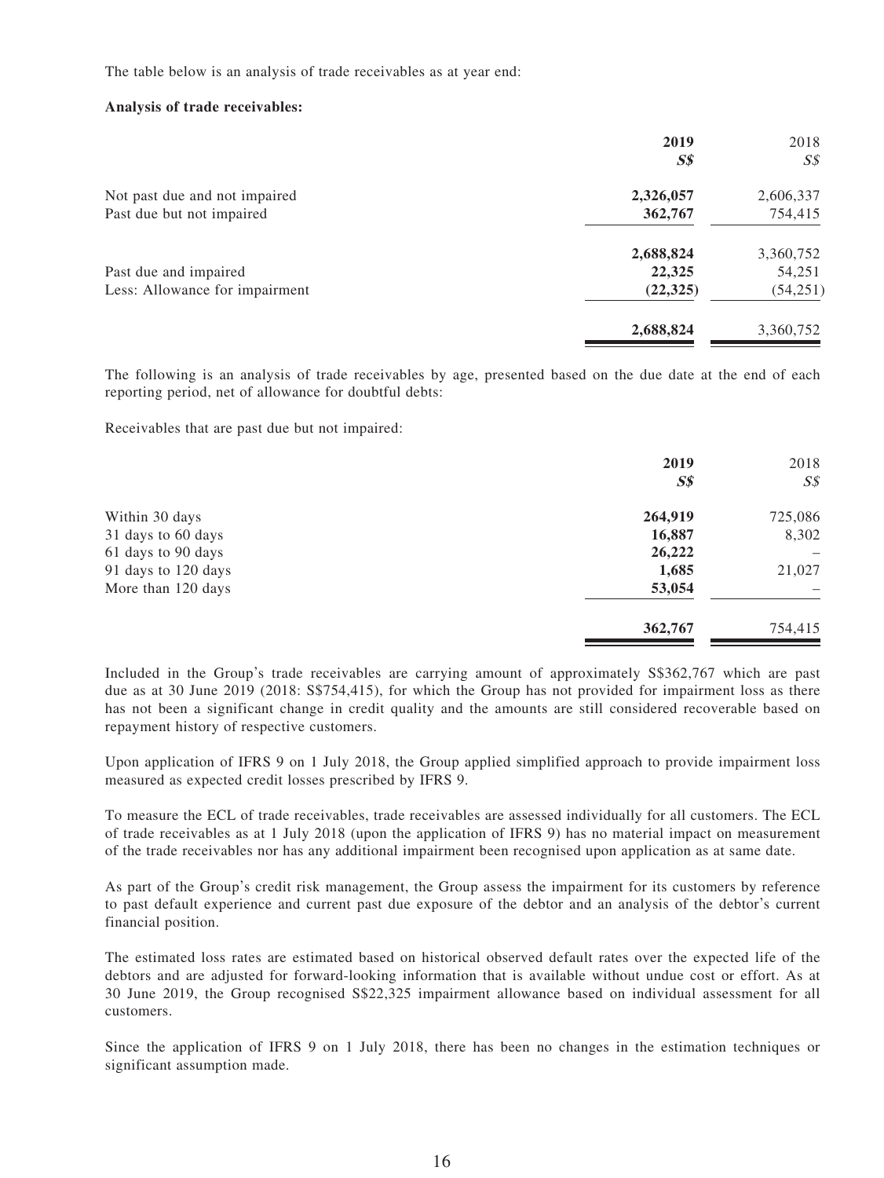The table below is an analysis of trade receivables as at year end:

**Analysis of trade receivables:**

| | **2019** | 2018 |
|---|---|---|
| | ***S$*** | *S$* |
| Not past due and not impaired | **2,326,057** | 2,606,337 |
| Past due but not impaired | **362,767** | 754,415 |
| | **2,688,824** | 3,360,752 |
| Past due and impaired | **22,325** | 54,251 |
| Less: Allowance for impairment | **(22,325)** | (54,251) |
| | **2,688,824** | 3,360,752 |

The following is an analysis of trade receivables by age, presented based on the due date at the end of each reporting period, net of allowance for doubtful debts:

Receivables that are past due but not impaired:

| | **2019** | 2018 |
|---|---|---|
| | ***S$*** | *S$* |
| Within 30 days | **264,919** | 725,086 |
| 31 days to 60 days | **16,887** | 8,302 |
| 61 days to 90 days | **26,222** | – |
| 91 days to 120 days | **1,685** | 21,027 |
| More than 120 days | **53,054** | – |
| | **362,767** | 754,415 |

Included in the Group's trade receivables are carrying amount of approximately S$362,767 which are past due as at 30 June 2019 (2018: S$754,415), for which the Group has not provided for impairment loss as there has not been a significant change in credit quality and the amounts are still considered recoverable based on repayment history of respective customers.

Upon application of IFRS 9 on 1 July 2018, the Group applied simplified approach to provide impairment loss measured as expected credit losses prescribed by IFRS 9.

To measure the ECL of trade receivables, trade receivables are assessed individually for all customers. The ECL of trade receivables as at 1 July 2018 (upon the application of IFRS 9) has no material impact on measurement of the trade receivables nor has any additional impairment been recognised upon application as at same date.

As part of the Group's credit risk management, the Group assess the impairment for its customers by reference to past default experience and current past due exposure of the debtor and an analysis of the debtor's current financial position.

The estimated loss rates are estimated based on historical observed default rates over the expected life of the debtors and are adjusted for forward-looking information that is available without undue cost or effort. As at 30 June 2019, the Group recognised S$22,325 impairment allowance based on individual assessment for all customers.

Since the application of IFRS 9 on 1 July 2018, there has been no changes in the estimation techniques or significant assumption made.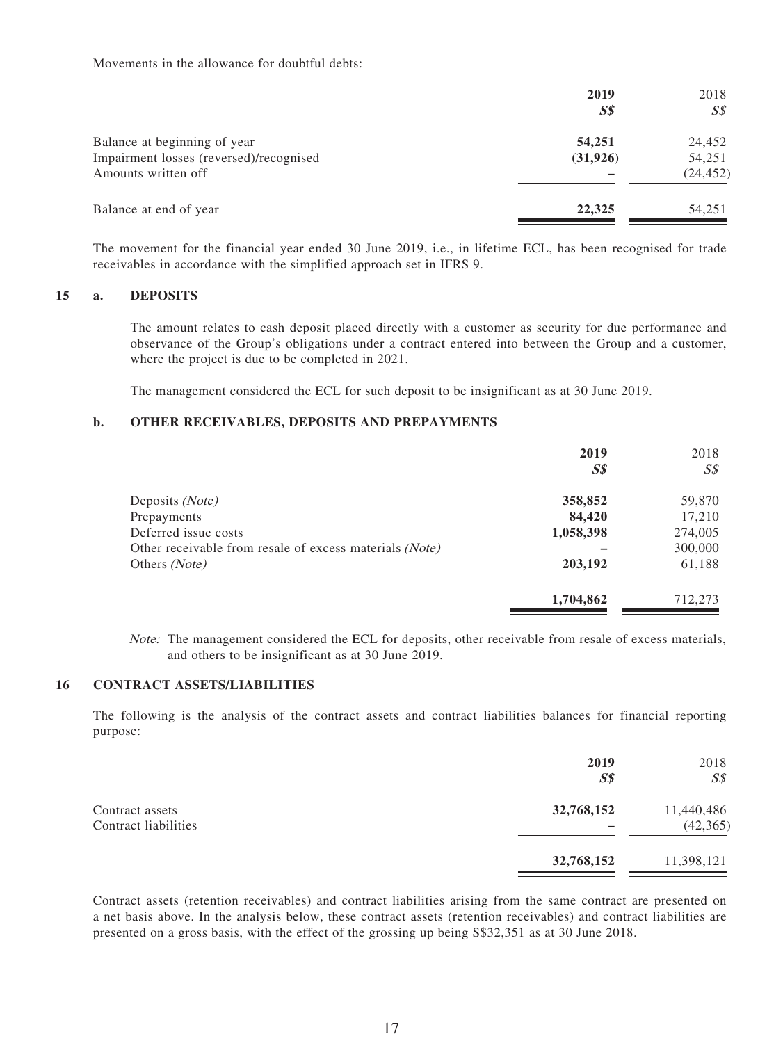Movements in the allowance for doubtful debts:

| | **2019** | 2018 |
|---|---|---|
| | ***S$*** | *S$* |
| Balance at beginning of year | **54,251** | 24,452 |
| Impairment losses (reversed)/recognised | **(31,926)** | 54,251 |
| Amounts written off | **–** | (24,452) |
| Balance at end of year | **22,325** | 54,251 |

The movement for the financial year ended 30 June 2019, i.e., in lifetime ECL, has been recognised for trade receivables in accordance with the simplified approach set in IFRS 9.

## 15 a. DEPOSITS

The amount relates to cash deposit placed directly with a customer as security for due performance and observance of the Group's obligations under a contract entered into between the Group and a customer, where the project is due to be completed in 2021.

The management considered the ECL for such deposit to be insignificant as at 30 June 2019.

## b. OTHER RECEIVABLES, DEPOSITS AND PREPAYMENTS

| | **2019** | 2018 |
|---|---|---|
| | ***S$*** | *S$* |
| Deposits *(Note)* | **358,852** | 59,870 |
| Prepayments | **84,420** | 17,210 |
| Deferred issue costs | **1,058,398** | 274,005 |
| Other receivable from resale of excess materials *(Note)* | **–** | 300,000 |
| Others *(Note)* | **203,192** | 61,188 |
| | **1,704,862** | 712,273 |

*Note:* The management considered the ECL for deposits, other receivable from resale of excess materials, and others to be insignificant as at 30 June 2019.

## 16 CONTRACT ASSETS/LIABILITIES

The following is the analysis of the contract assets and contract liabilities balances for financial reporting purpose:

| | **2019** | 2018 |
|---|---|---|
| | ***S$*** | *S$* |
| Contract assets | **32,768,152** | 11,440,486 |
| Contract liabilities | **–** | (42,365) |
| | **32,768,152** | 11,398,121 |

Contract assets (retention receivables) and contract liabilities arising from the same contract are presented on a net basis above. In the analysis below, these contract assets (retention receivables) and contract liabilities are presented on a gross basis, with the effect of the grossing up being S$32,351 as at 30 June 2018.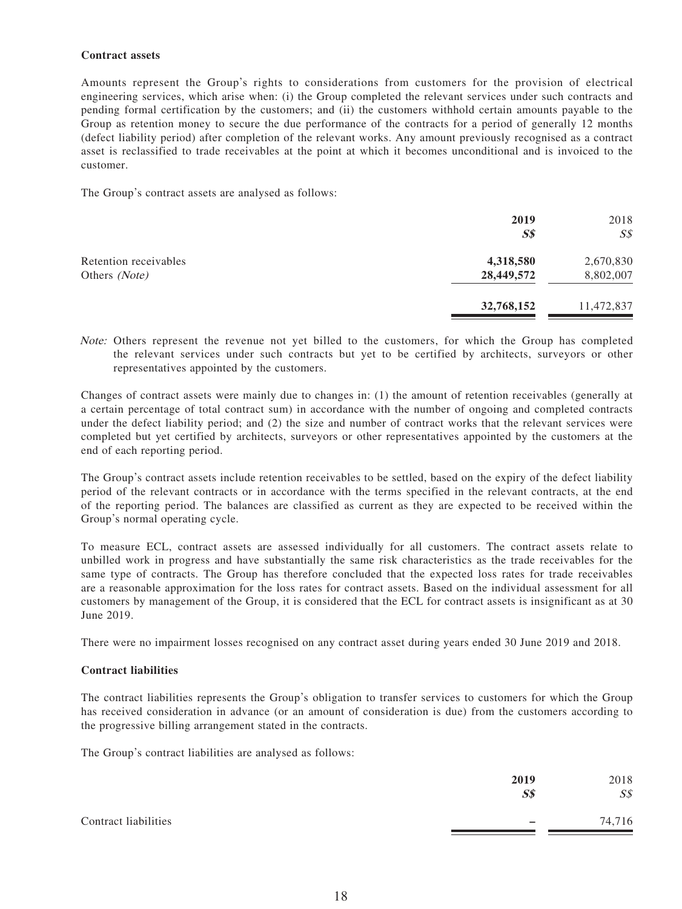**Contract assets**

Amounts represent the Group's rights to considerations from customers for the provision of electrical engineering services, which arise when: (i) the Group completed the relevant services under such contracts and pending formal certification by the customers; and (ii) the customers withhold certain amounts payable to the Group as retention money to secure the due performance of the contracts for a period of generally 12 months (defect liability period) after completion of the relevant works. Any amount previously recognised as a contract asset is reclassified to trade receivables at the point at which it becomes unconditional and is invoiced to the customer.

The Group's contract assets are analysed as follows:

| | **2019** | 2018 |
|---|---|---|
| | ***S$*** | *S$* |
| Retention receivables | **4,318,580** | 2,670,830 |
| Others *(Note)* | **28,449,572** | 8,802,007 |
| | **32,768,152** | 11,472,837 |

*Note:* Others represent the revenue not yet billed to the customers, for which the Group has completed the relevant services under such contracts but yet to be certified by architects, surveyors or other representatives appointed by the customers.

Changes of contract assets were mainly due to changes in: (1) the amount of retention receivables (generally at a certain percentage of total contract sum) in accordance with the number of ongoing and completed contracts under the defect liability period; and (2) the size and number of contract works that the relevant services were completed but yet certified by architects, surveyors or other representatives appointed by the customers at the end of each reporting period.

The Group's contract assets include retention receivables to be settled, based on the expiry of the defect liability period of the relevant contracts or in accordance with the terms specified in the relevant contracts, at the end of the reporting period. The balances are classified as current as they are expected to be received within the Group's normal operating cycle.

To measure ECL, contract assets are assessed individually for all customers. The contract assets relate to unbilled work in progress and have substantially the same risk characteristics as the trade receivables for the same type of contracts. The Group has therefore concluded that the expected loss rates for trade receivables are a reasonable approximation for the loss rates for contract assets. Based on the individual assessment for all customers by management of the Group, it is considered that the ECL for contract assets is insignificant as at 30 June 2019.

There were no impairment losses recognised on any contract asset during years ended 30 June 2019 and 2018.

**Contract liabilities**

The contract liabilities represents the Group's obligation to transfer services to customers for which the Group has received consideration in advance (or an amount of consideration is due) from the customers according to the progressive billing arrangement stated in the contracts.

The Group's contract liabilities are analysed as follows:

| | **2019** | 2018 |
|---|---|---|
| | ***S$*** | *S$* |
| Contract liabilities | **–** | 74,716 |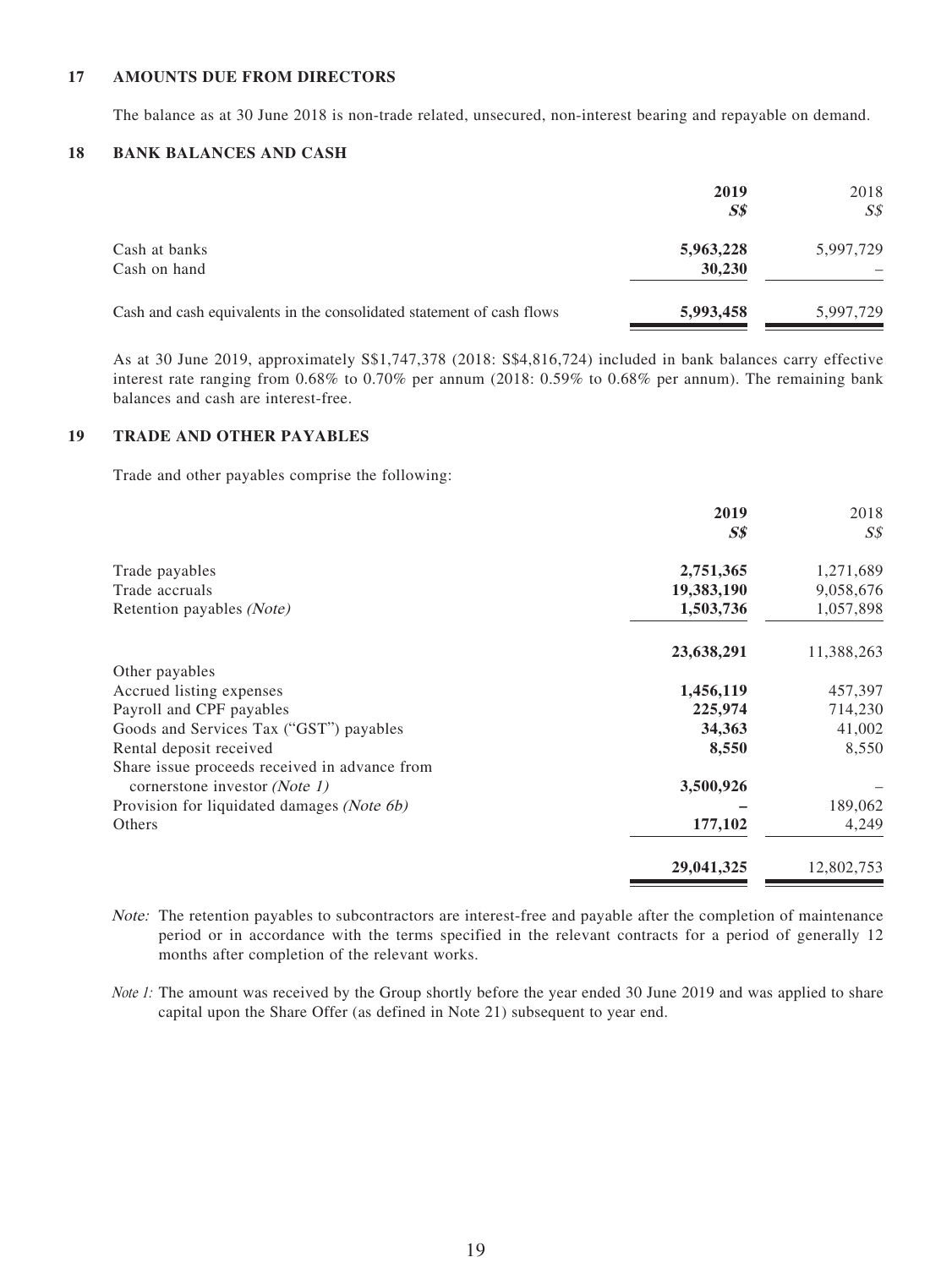## 17 AMOUNTS DUE FROM DIRECTORS

The balance as at 30 June 2018 is non-trade related, unsecured, non-interest bearing and repayable on demand.

## 18 BANK BALANCES AND CASH

| | **2019** | 2018 |
|---|---|---|
| | ***S$*** | *S$* |
| Cash at banks | **5,963,228** | 5,997,729 |
| Cash on hand | **30,230** | – |
| Cash and cash equivalents in the consolidated statement of cash flows | **5,993,458** | 5,997,729 |

As at 30 June 2019, approximately S$1,747,378 (2018: S$4,816,724) included in bank balances carry effective interest rate ranging from 0.68% to 0.70% per annum (2018: 0.59% to 0.68% per annum). The remaining bank balances and cash are interest-free.

## 19 TRADE AND OTHER PAYABLES

Trade and other payables comprise the following:

| | **2019** | 2018 |
|---|---|---|
| | ***S$*** | *S$* |
| Trade payables | **2,751,365** | 1,271,689 |
| Trade accruals | **19,383,190** | 9,058,676 |
| Retention payables *(Note)* | **1,503,736** | 1,057,898 |
| | **23,638,291** | 11,388,263 |
| Other payables | | |
| Accrued listing expenses | **1,456,119** | 457,397 |
| Payroll and CPF payables | **225,974** | 714,230 |
| Goods and Services Tax ("GST") payables | **34,363** | 41,002 |
| Rental deposit received | **8,550** | 8,550 |
| Share issue proceeds received in advance from cornerstone investor *(Note 1)* | **3,500,926** | – |
| Provision for liquidated damages *(Note 6b)* | **–** | 189,062 |
| Others | **177,102** | 4,249 |
| | **29,041,325** | 12,802,753 |

*Note:* The retention payables to subcontractors are interest-free and payable after the completion of maintenance period or in accordance with the terms specified in the relevant contracts for a period of generally 12 months after completion of the relevant works.

*Note 1:* The amount was received by the Group shortly before the year ended 30 June 2019 and was applied to share capital upon the Share Offer (as defined in Note 21) subsequent to year end.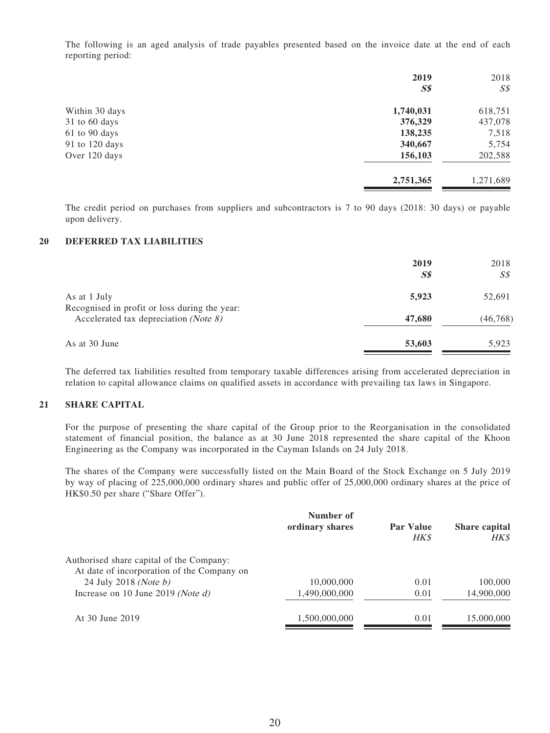The following is an aged analysis of trade payables presented based on the invoice date at the end of each reporting period:

| | **2019** | 2018 |
|---|---|---|
| | ***S$*** | *S$* |
| Within 30 days | **1,740,031** | 618,751 |
| 31 to 60 days | **376,329** | 437,078 |
| 61 to 90 days | **138,235** | 7,518 |
| 91 to 120 days | **340,667** | 5,754 |
| Over 120 days | **156,103** | 202,588 |
| | **2,751,365** | 1,271,689 |

The credit period on purchases from suppliers and subcontractors is 7 to 90 days (2018: 30 days) or payable upon delivery.

## 20 DEFERRED TAX LIABILITIES

| | **2019** | 2018 |
|---|---|---|
| | ***S$*** | *S$* |
| As at 1 July | **5,923** | 52,691 |
| Recognised in profit or loss during the year: | | |
| Accelerated tax depreciation *(Note 8)* | **47,680** | (46,768) |
| As at 30 June | **53,603** | 5,923 |

The deferred tax liabilities resulted from temporary taxable differences arising from accelerated depreciation in relation to capital allowance claims on qualified assets in accordance with prevailing tax laws in Singapore.

## 21 SHARE CAPITAL

For the purpose of presenting the share capital of the Group prior to the Reorganisation in the consolidated statement of financial position, the balance as at 30 June 2018 represented the share capital of the Khoon Engineering as the Company was incorporated in the Cayman Islands on 24 July 2018.

The shares of the Company were successfully listed on the Main Board of the Stock Exchange on 5 July 2019 by way of placing of 225,000,000 ordinary shares and public offer of 25,000,000 ordinary shares at the price of HK$0.50 per share ("Share Offer").

| | **Number of ordinary shares** | **Par Value** | **Share capital** |
|---|---|---|---|
| | | *HK$* | *HK$* |
| Authorised share capital of the Company: | | | |
| At date of incorporation of the Company on 24 July 2018 *(Note b)* | 10,000,000 | 0.01 | 100,000 |
| Increase on 10 June 2019 *(Note d)* | 1,490,000,000 | 0.01 | 14,900,000 |
| At 30 June 2019 | 1,500,000,000 | 0.01 | 15,000,000 |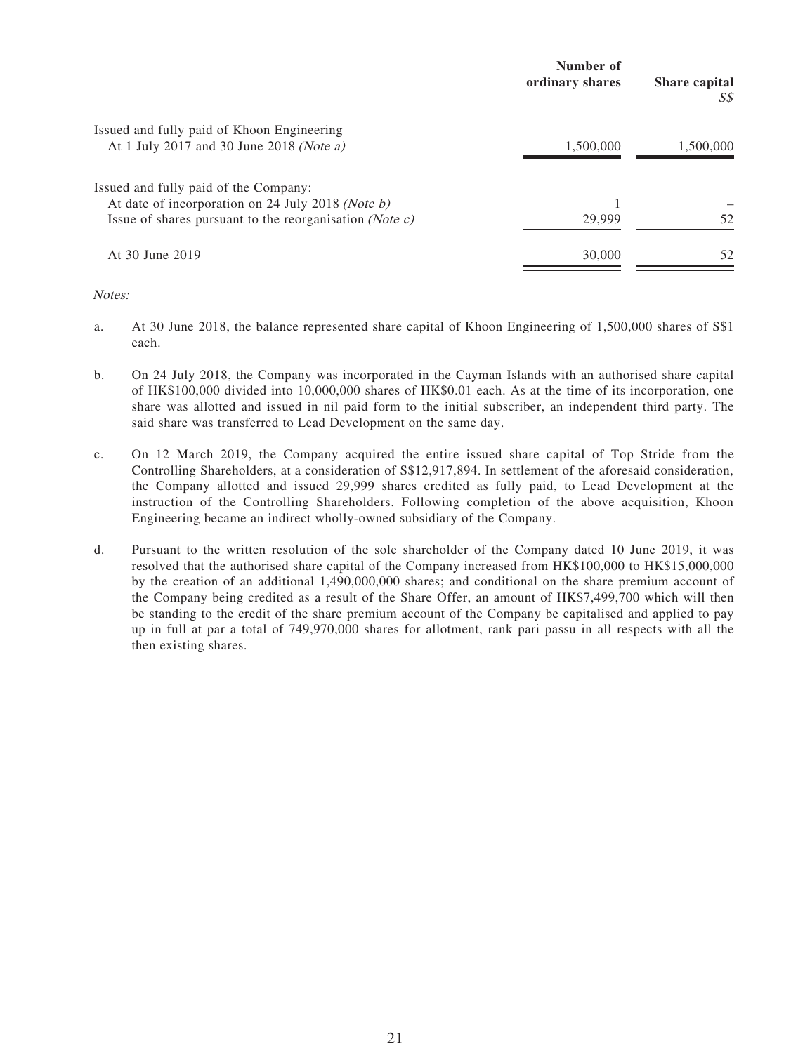| | Number of ordinary shares | Share capital S$ |
|---|---|---|
| Issued and fully paid of Khoon Engineering | | |
| At 1 July 2017 and 30 June 2018 *(Note a)* | 1,500,000 | 1,500,000 |
| Issued and fully paid of the Company: | | |
| At date of incorporation on 24 July 2018 *(Note b)* | 1 | – |
| Issue of shares pursuant to the reorganisation *(Note c)* | 29,999 | 52 |
| At 30 June 2019 | 30,000 | 52 |

*Notes:*

a. At 30 June 2018, the balance represented share capital of Khoon Engineering of 1,500,000 shares of S$1 each.

b. On 24 July 2018, the Company was incorporated in the Cayman Islands with an authorised share capital of HK$100,000 divided into 10,000,000 shares of HK$0.01 each. As at the time of its incorporation, one share was allotted and issued in nil paid form to the initial subscriber, an independent third party. The said share was transferred to Lead Development on the same day.

c. On 12 March 2019, the Company acquired the entire issued share capital of Top Stride from the Controlling Shareholders, at a consideration of S$12,917,894. In settlement of the aforesaid consideration, the Company allotted and issued 29,999 shares credited as fully paid, to Lead Development at the instruction of the Controlling Shareholders. Following completion of the above acquisition, Khoon Engineering became an indirect wholly-owned subsidiary of the Company.

d. Pursuant to the written resolution of the sole shareholder of the Company dated 10 June 2019, it was resolved that the authorised share capital of the Company increased from HK$100,000 to HK$15,000,000 by the creation of an additional 1,490,000,000 shares; and conditional on the share premium account of the Company being credited as a result of the Share Offer, an amount of HK$7,499,700 which will then be standing to the credit of the share premium account of the Company be capitalised and applied to pay up in full at par a total of 749,970,000 shares for allotment, rank pari passu in all respects with all the then existing shares.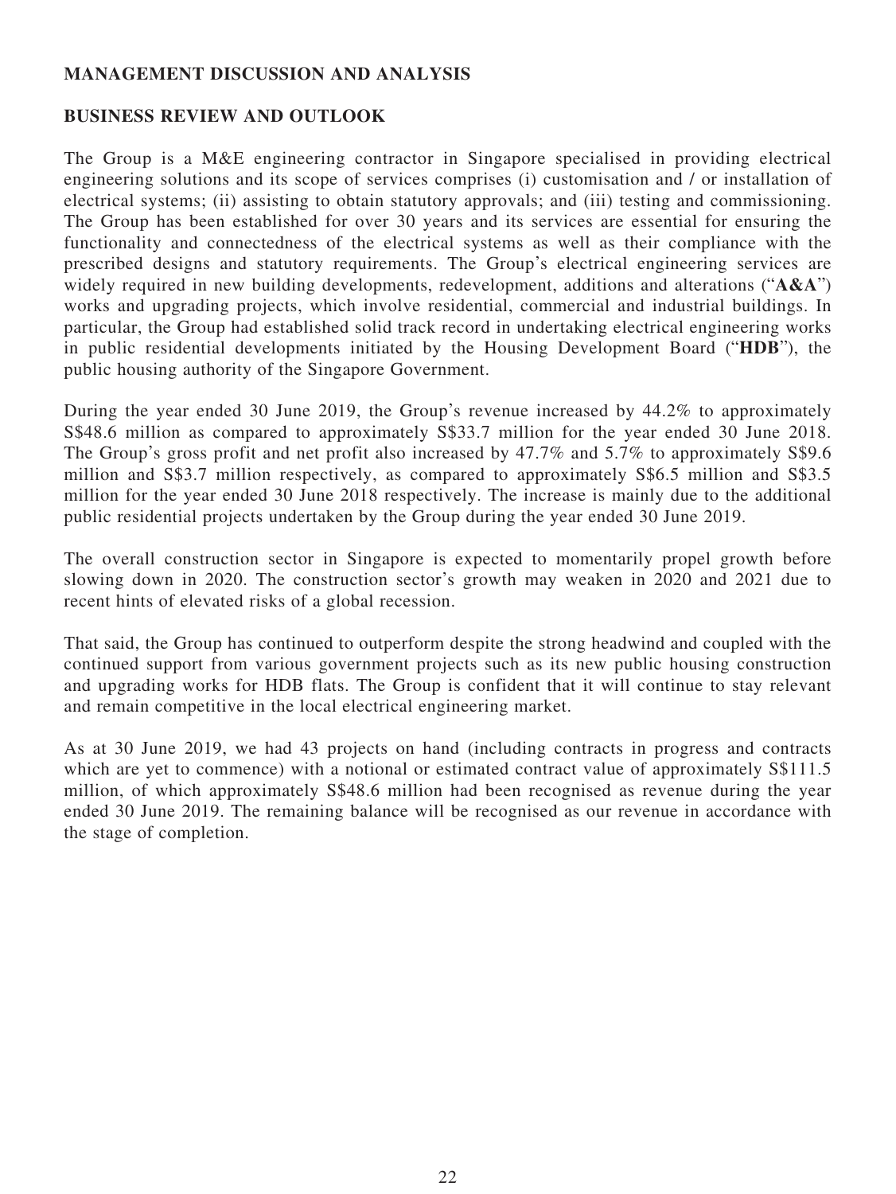## MANAGEMENT DISCUSSION AND ANALYSIS

### BUSINESS REVIEW AND OUTLOOK

The Group is a M&E engineering contractor in Singapore specialised in providing electrical engineering solutions and its scope of services comprises (i) customisation and / or installation of electrical systems; (ii) assisting to obtain statutory approvals; and (iii) testing and commissioning. The Group has been established for over 30 years and its services are essential for ensuring the functionality and connectedness of the electrical systems as well as their compliance with the prescribed designs and statutory requirements. The Group's electrical engineering services are widely required in new building developments, redevelopment, additions and alterations ("**A&A**") works and upgrading projects, which involve residential, commercial and industrial buildings. In particular, the Group had established solid track record in undertaking electrical engineering works in public residential developments initiated by the Housing Development Board ("**HDB**"), the public housing authority of the Singapore Government.

During the year ended 30 June 2019, the Group's revenue increased by 44.2% to approximately S$48.6 million as compared to approximately S$33.7 million for the year ended 30 June 2018. The Group's gross profit and net profit also increased by 47.7% and 5.7% to approximately S$9.6 million and S$3.7 million respectively, as compared to approximately S$6.5 million and S$3.5 million for the year ended 30 June 2018 respectively. The increase is mainly due to the additional public residential projects undertaken by the Group during the year ended 30 June 2019.

The overall construction sector in Singapore is expected to momentarily propel growth before slowing down in 2020. The construction sector's growth may weaken in 2020 and 2021 due to recent hints of elevated risks of a global recession.

That said, the Group has continued to outperform despite the strong headwind and coupled with the continued support from various government projects such as its new public housing construction and upgrading works for HDB flats. The Group is confident that it will continue to stay relevant and remain competitive in the local electrical engineering market.

As at 30 June 2019, we had 43 projects on hand (including contracts in progress and contracts which are yet to commence) with a notional or estimated contract value of approximately S$111.5 million, of which approximately S$48.6 million had been recognised as revenue during the year ended 30 June 2019. The remaining balance will be recognised as our revenue in accordance with the stage of completion.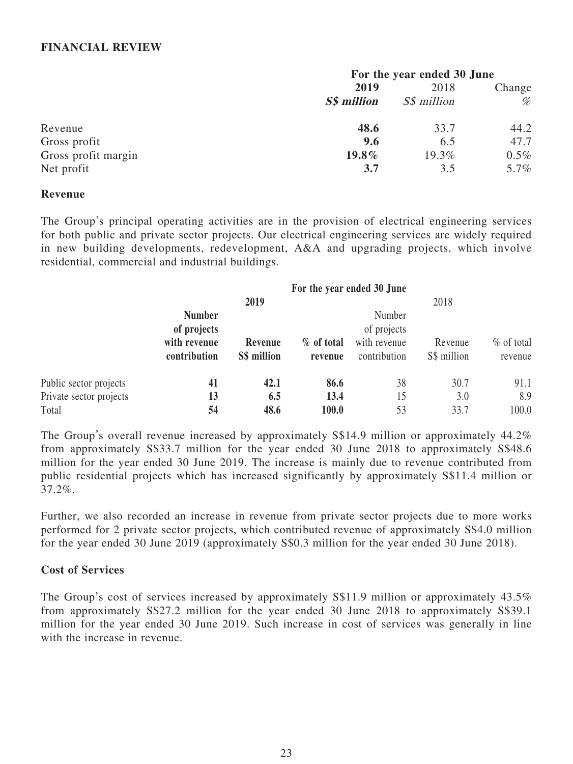## FINANCIAL REVIEW

| | For the year ended 30 June | | |
|---|---|---|---|
| | **2019** | 2018 | Change |
| | ***S$ million*** | *S$ million* | *%* |
| Revenue | **48.6** | 33.7 | 44.2 |
| Gross profit | **9.6** | 6.5 | 47.7 |
| Gross profit margin | **19.8%** | 19.3% | 0.5% |
| Net profit | **3.7** | 3.5 | 5.7% |

### Revenue

The Group's principal operating activities are in the provision of electrical engineering services for both public and private sector projects. Our electrical engineering services are widely required in new building developments, redevelopment, A&A and upgrading projects, which involve residential, commercial and industrial buildings.

| | For the year ended 30 June | | | | | |
|---|---|---|---|---|---|---|
| | **2019** | | | 2018 | | |
| | **Number of projects with revenue contribution** | **Revenue S$ million** | **% of total revenue** | Number of projects with revenue contribution | Revenue S$ million | % of total revenue |
| Public sector projects | **41** | **42.1** | **86.6** | 38 | 30.7 | 91.1 |
| Private sector projects | **13** | **6.5** | **13.4** | 15 | 3.0 | 8.9 |
| Total | **54** | **48.6** | **100.0** | 53 | 33.7 | 100.0 |

The Group's overall revenue increased by approximately S$14.9 million or approximately 44.2% from approximately S$33.7 million for the year ended 30 June 2018 to approximately S$48.6 million for the year ended 30 June 2019. The increase is mainly due to revenue contributed from public residential projects which has increased significantly by approximately S$11.4 million or 37.2%.

Further, we also recorded an increase in revenue from private sector projects due to more works performed for 2 private sector projects, which contributed revenue of approximately S$4.0 million for the year ended 30 June 2019 (approximately S$0.3 million for the year ended 30 June 2018).

### Cost of Services

The Group's cost of services increased by approximately S$11.9 million or approximately 43.5% from approximately S$27.2 million for the year ended 30 June 2018 to approximately S$39.1 million for the year ended 30 June 2019. Such increase in cost of services was generally in line with the increase in revenue.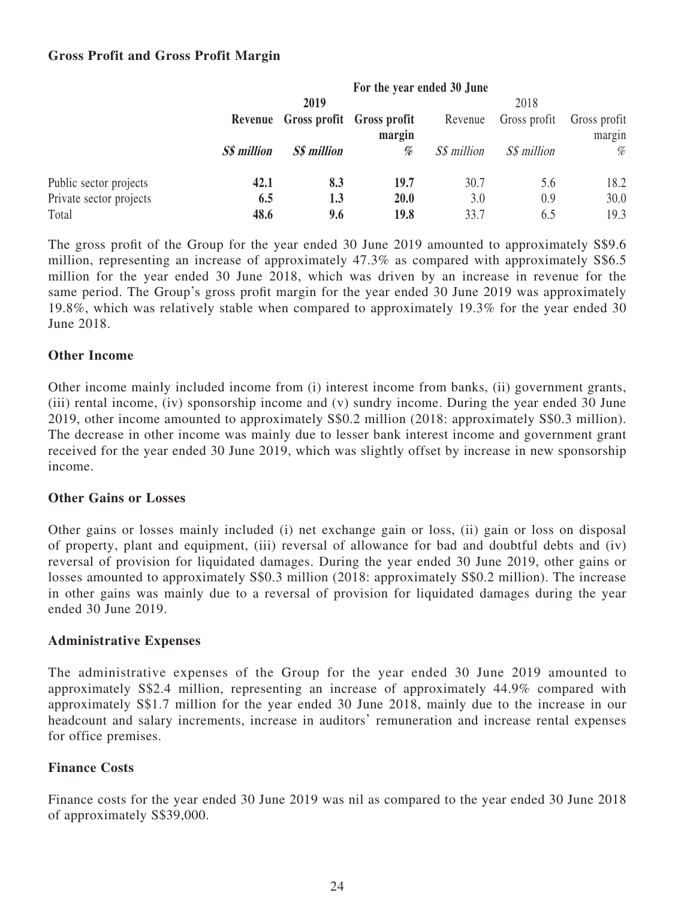**Gross Profit and Gross Profit Margin**

| | For the year ended 30 June | | | | | |
|---|---|---|---|---|---|---|
| | **2019** | | | 2018 | | |
| | **Revenue** | **Gross profit** | **Gross profit margin** | Revenue | Gross profit | Gross profit margin |
| | ***S$ million*** | ***S$ million*** | ***%*** | *S$ million* | *S$ million* | *%* |
| Public sector projects | **42.1** | **8.3** | **19.7** | 30.7 | 5.6 | 18.2 |
| Private sector projects | **6.5** | **1.3** | **20.0** | 3.0 | 0.9 | 30.0 |
| Total | **48.6** | **9.6** | **19.8** | 33.7 | 6.5 | 19.3 |

The gross profit of the Group for the year ended 30 June 2019 amounted to approximately S$9.6 million, representing an increase of approximately 47.3% as compared with approximately S$6.5 million for the year ended 30 June 2018, which was driven by an increase in revenue for the same period. The Group's gross profit margin for the year ended 30 June 2019 was approximately 19.8%, which was relatively stable when compared to approximately 19.3% for the year ended 30 June 2018.

**Other Income**

Other income mainly included income from (i) interest income from banks, (ii) government grants, (iii) rental income, (iv) sponsorship income and (v) sundry income. During the year ended 30 June 2019, other income amounted to approximately S$0.2 million (2018: approximately S$0.3 million). The decrease in other income was mainly due to lesser bank interest income and government grant received for the year ended 30 June 2019, which was slightly offset by increase in new sponsorship income.

**Other Gains or Losses**

Other gains or losses mainly included (i) net exchange gain or loss, (ii) gain or loss on disposal of property, plant and equipment, (iii) reversal of allowance for bad and doubtful debts and (iv) reversal of provision for liquidated damages. During the year ended 30 June 2019, other gains or losses amounted to approximately S$0.3 million (2018: approximately S$0.2 million). The increase in other gains was mainly due to a reversal of provision for liquidated damages during the year ended 30 June 2019.

**Administrative Expenses**

The administrative expenses of the Group for the year ended 30 June 2019 amounted to approximately S$2.4 million, representing an increase of approximately 44.9% compared with approximately S$1.7 million for the year ended 30 June 2018, mainly due to the increase in our headcount and salary increments, increase in auditors' remuneration and increase rental expenses for office premises.

**Finance Costs**

Finance costs for the year ended 30 June 2019 was nil as compared to the year ended 30 June 2018 of approximately S$39,000.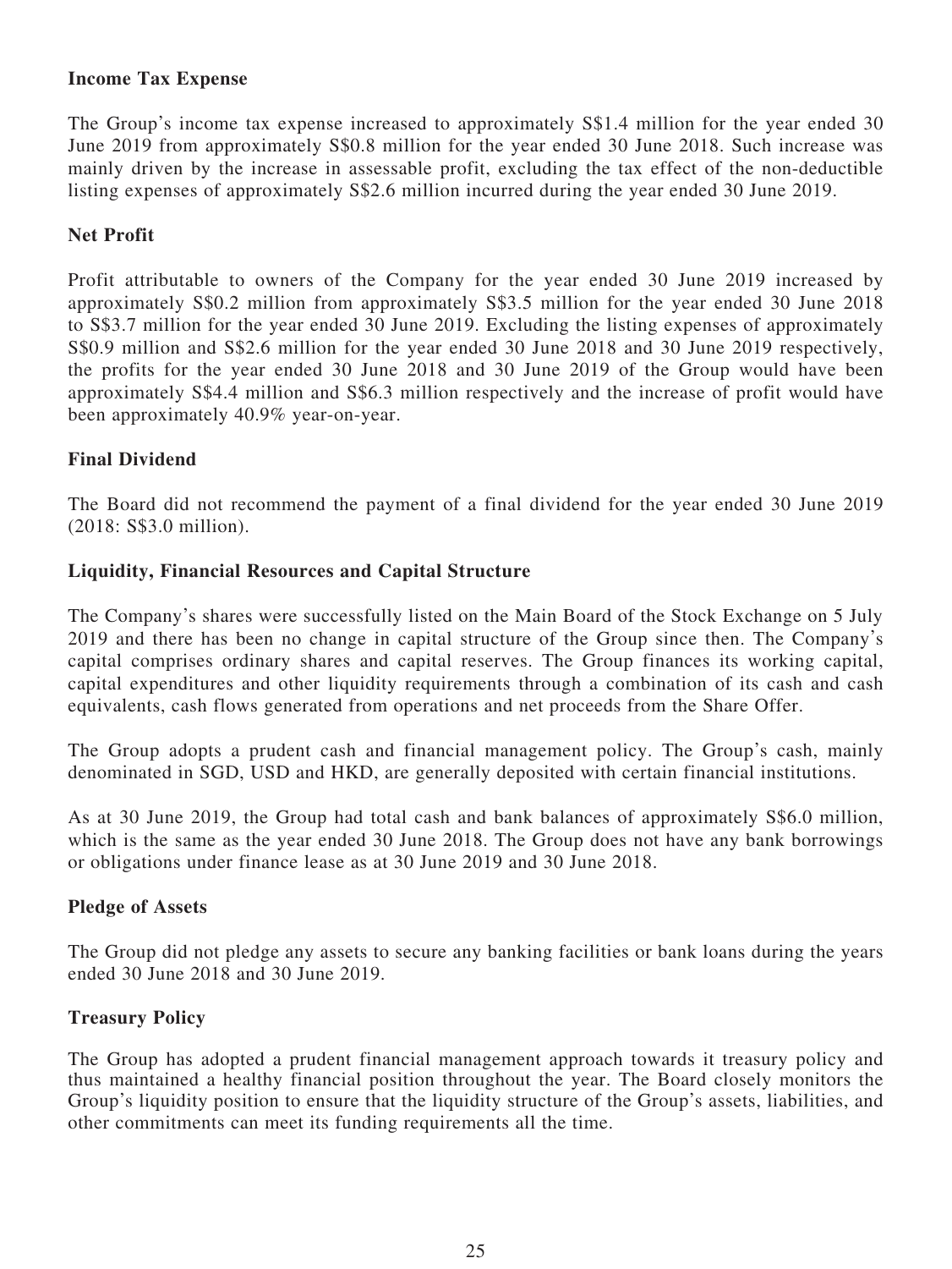**Income Tax Expense**

The Group's income tax expense increased to approximately S$1.4 million for the year ended 30 June 2019 from approximately S$0.8 million for the year ended 30 June 2018. Such increase was mainly driven by the increase in assessable profit, excluding the tax effect of the non-deductible listing expenses of approximately S$2.6 million incurred during the year ended 30 June 2019.

**Net Profit**

Profit attributable to owners of the Company for the year ended 30 June 2019 increased by approximately S$0.2 million from approximately S$3.5 million for the year ended 30 June 2018 to S$3.7 million for the year ended 30 June 2019. Excluding the listing expenses of approximately S$0.9 million and S$2.6 million for the year ended 30 June 2018 and 30 June 2019 respectively, the profits for the year ended 30 June 2018 and 30 June 2019 of the Group would have been approximately S$4.4 million and S$6.3 million respectively and the increase of profit would have been approximately 40.9% year-on-year.

**Final Dividend**

The Board did not recommend the payment of a final dividend for the year ended 30 June 2019 (2018: S$3.0 million).

**Liquidity, Financial Resources and Capital Structure**

The Company's shares were successfully listed on the Main Board of the Stock Exchange on 5 July 2019 and there has been no change in capital structure of the Group since then. The Company's capital comprises ordinary shares and capital reserves. The Group finances its working capital, capital expenditures and other liquidity requirements through a combination of its cash and cash equivalents, cash flows generated from operations and net proceeds from the Share Offer.

The Group adopts a prudent cash and financial management policy. The Group's cash, mainly denominated in SGD, USD and HKD, are generally deposited with certain financial institutions.

As at 30 June 2019, the Group had total cash and bank balances of approximately S$6.0 million, which is the same as the year ended 30 June 2018. The Group does not have any bank borrowings or obligations under finance lease as at 30 June 2019 and 30 June 2018.

**Pledge of Assets**

The Group did not pledge any assets to secure any banking facilities or bank loans during the years ended 30 June 2018 and 30 June 2019.

**Treasury Policy**

The Group has adopted a prudent financial management approach towards it treasury policy and thus maintained a healthy financial position throughout the year. The Board closely monitors the Group's liquidity position to ensure that the liquidity structure of the Group's assets, liabilities, and other commitments can meet its funding requirements all the time.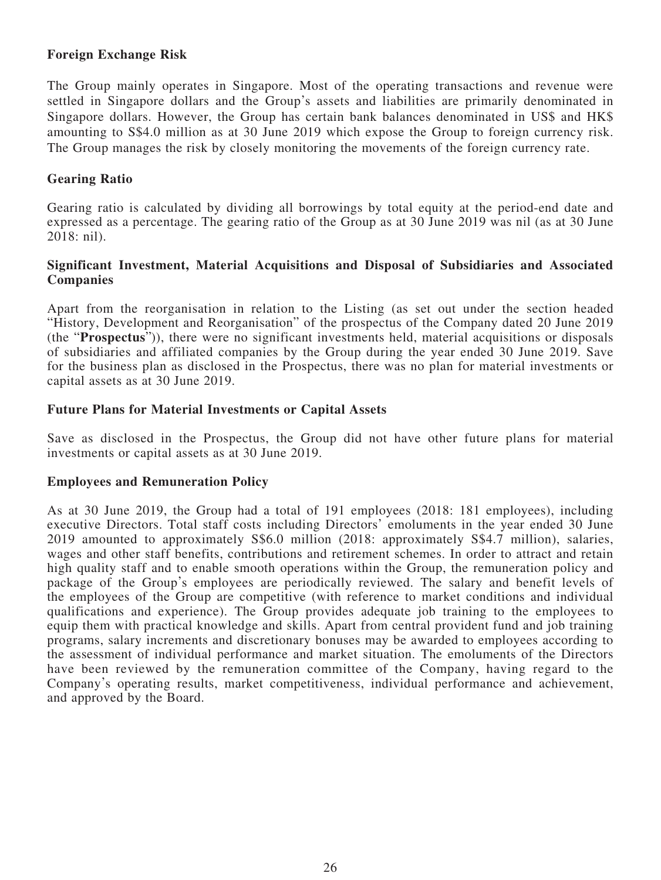**Foreign Exchange Risk**

The Group mainly operates in Singapore. Most of the operating transactions and revenue were settled in Singapore dollars and the Group's assets and liabilities are primarily denominated in Singapore dollars. However, the Group has certain bank balances denominated in US$ and HK$ amounting to S$4.0 million as at 30 June 2019 which expose the Group to foreign currency risk. The Group manages the risk by closely monitoring the movements of the foreign currency rate.

**Gearing Ratio**

Gearing ratio is calculated by dividing all borrowings by total equity at the period-end date and expressed as a percentage. The gearing ratio of the Group as at 30 June 2019 was nil (as at 30 June 2018: nil).

**Significant Investment, Material Acquisitions and Disposal of Subsidiaries and Associated Companies**

Apart from the reorganisation in relation to the Listing (as set out under the section headed "History, Development and Reorganisation" of the prospectus of the Company dated 20 June 2019 (the "**Prospectus**")), there were no significant investments held, material acquisitions or disposals of subsidiaries and affiliated companies by the Group during the year ended 30 June 2019. Save for the business plan as disclosed in the Prospectus, there was no plan for material investments or capital assets as at 30 June 2019.

**Future Plans for Material Investments or Capital Assets**

Save as disclosed in the Prospectus, the Group did not have other future plans for material investments or capital assets as at 30 June 2019.

**Employees and Remuneration Policy**

As at 30 June 2019, the Group had a total of 191 employees (2018: 181 employees), including executive Directors. Total staff costs including Directors' emoluments in the year ended 30 June 2019 amounted to approximately S$6.0 million (2018: approximately S$4.7 million), salaries, wages and other staff benefits, contributions and retirement schemes. In order to attract and retain high quality staff and to enable smooth operations within the Group, the remuneration policy and package of the Group's employees are periodically reviewed. The salary and benefit levels of the employees of the Group are competitive (with reference to market conditions and individual qualifications and experience). The Group provides adequate job training to the employees to equip them with practical knowledge and skills. Apart from central provident fund and job training programs, salary increments and discretionary bonuses may be awarded to employees according to the assessment of individual performance and market situation. The emoluments of the Directors have been reviewed by the remuneration committee of the Company, having regard to the Company's operating results, market competitiveness, individual performance and achievement, and approved by the Board.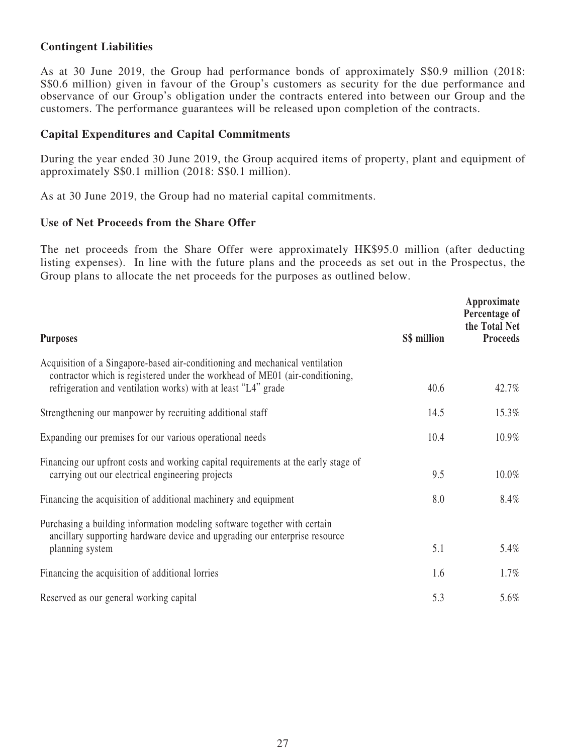**Contingent Liabilities**

As at 30 June 2019, the Group had performance bonds of approximately S$0.9 million (2018: S$0.6 million) given in favour of the Group's customers as security for the due performance and observance of our Group's obligation under the contracts entered into between our Group and the customers. The performance guarantees will be released upon completion of the contracts.

**Capital Expenditures and Capital Commitments**

During the year ended 30 June 2019, the Group acquired items of property, plant and equipment of approximately S$0.1 million (2018: S$0.1 million).

As at 30 June 2019, the Group had no material capital commitments.

**Use of Net Proceeds from the Share Offer**

The net proceeds from the Share Offer were approximately HK$95.0 million (after deducting listing expenses). In line with the future plans and the proceeds as set out in the Prospectus, the Group plans to allocate the net proceeds for the purposes as outlined below.

| Purposes | S$ million | Approximate Percentage of the Total Net Proceeds |
|---|---|---|
| Acquisition of a Singapore-based air-conditioning and mechanical ventilation contractor which is registered under the workhead of ME01 (air-conditioning, refrigeration and ventilation works) with at least "L4" grade | 40.6 | 42.7% |
| Strengthening our manpower by recruiting additional staff | 14.5 | 15.3% |
| Expanding our premises for our various operational needs | 10.4 | 10.9% |
| Financing our upfront costs and working capital requirements at the early stage of carrying out our electrical engineering projects | 9.5 | 10.0% |
| Financing the acquisition of additional machinery and equipment | 8.0 | 8.4% |
| Purchasing a building information modeling software together with certain ancillary supporting hardware device and upgrading our enterprise resource planning system | 5.1 | 5.4% |
| Financing the acquisition of additional lorries | 1.6 | 1.7% |
| Reserved as our general working capital | 5.3 | 5.6% |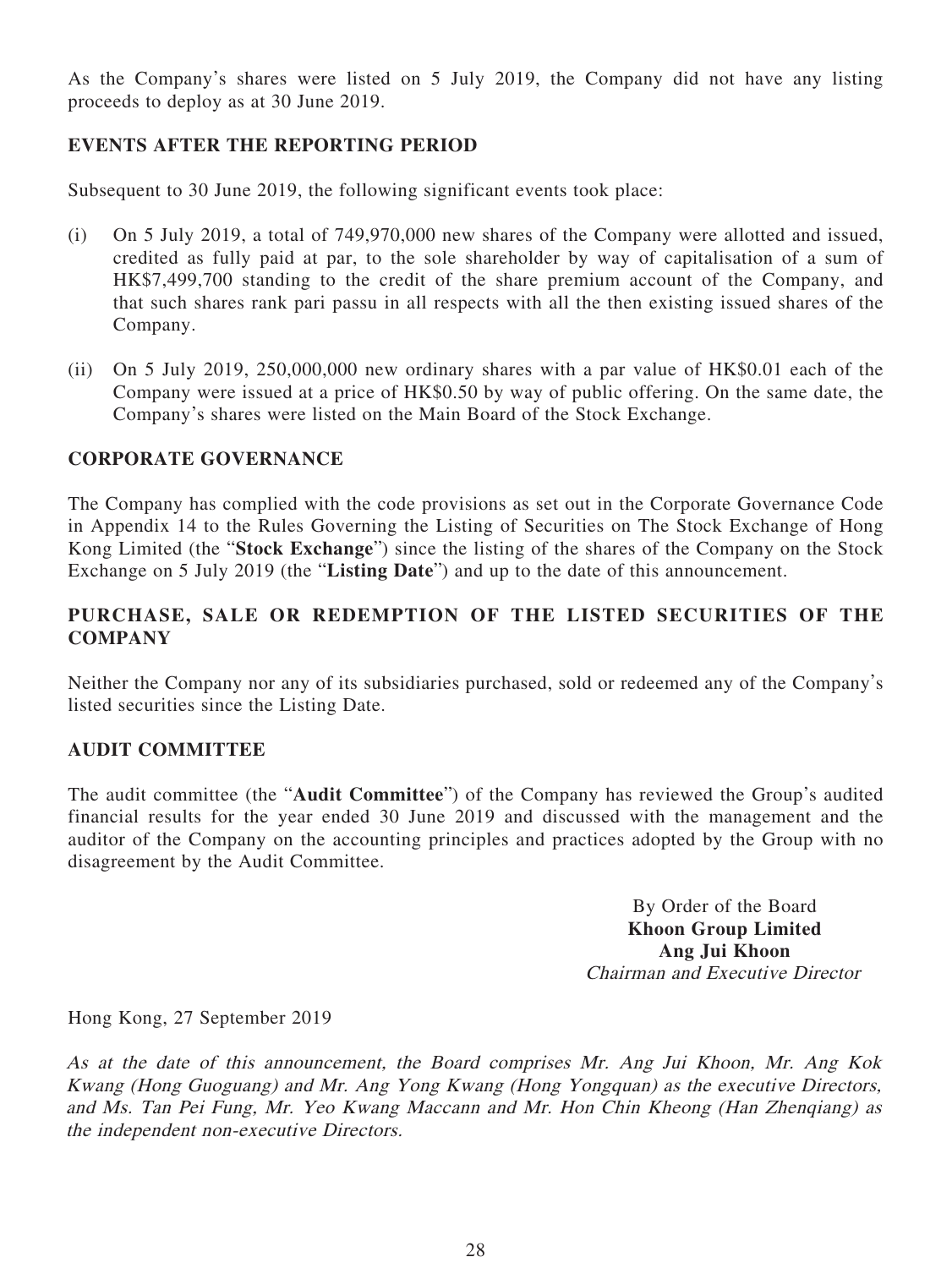As the Company's shares were listed on 5 July 2019, the Company did not have any listing proceeds to deploy as at 30 June 2019.

## EVENTS AFTER THE REPORTING PERIOD

Subsequent to 30 June 2019, the following significant events took place:

(i) On 5 July 2019, a total of 749,970,000 new shares of the Company were allotted and issued, credited as fully paid at par, to the sole shareholder by way of capitalisation of a sum of HK$7,499,700 standing to the credit of the share premium account of the Company, and that such shares rank pari passu in all respects with all the then existing issued shares of the Company.

(ii) On 5 July 2019, 250,000,000 new ordinary shares with a par value of HK$0.01 each of the Company were issued at a price of HK$0.50 by way of public offering. On the same date, the Company's shares were listed on the Main Board of the Stock Exchange.

## CORPORATE GOVERNANCE

The Company has complied with the code provisions as set out in the Corporate Governance Code in Appendix 14 to the Rules Governing the Listing of Securities on The Stock Exchange of Hong Kong Limited (the "**Stock Exchange**") since the listing of the shares of the Company on the Stock Exchange on 5 July 2019 (the "**Listing Date**") and up to the date of this announcement.

## PURCHASE, SALE OR REDEMPTION OF THE LISTED SECURITIES OF THE COMPANY

Neither the Company nor any of its subsidiaries purchased, sold or redeemed any of the Company's listed securities since the Listing Date.

## AUDIT COMMITTEE

The audit committee (the "**Audit Committee**") of the Company has reviewed the Group's audited financial results for the year ended 30 June 2019 and discussed with the management and the auditor of the Company on the accounting principles and practices adopted by the Group with no disagreement by the Audit Committee.

By Order of the Board
**Khoon Group Limited**
**Ang Jui Khoon**
*Chairman and Executive Director*

Hong Kong, 27 September 2019

*As at the date of this announcement, the Board comprises Mr. Ang Jui Khoon, Mr. Ang Kok Kwang (Hong Guoguang) and Mr. Ang Yong Kwang (Hong Yongquan) as the executive Directors, and Ms. Tan Pei Fung, Mr. Yeo Kwang Maccann and Mr. Hon Chin Kheong (Han Zhenqiang) as the independent non-executive Directors.*